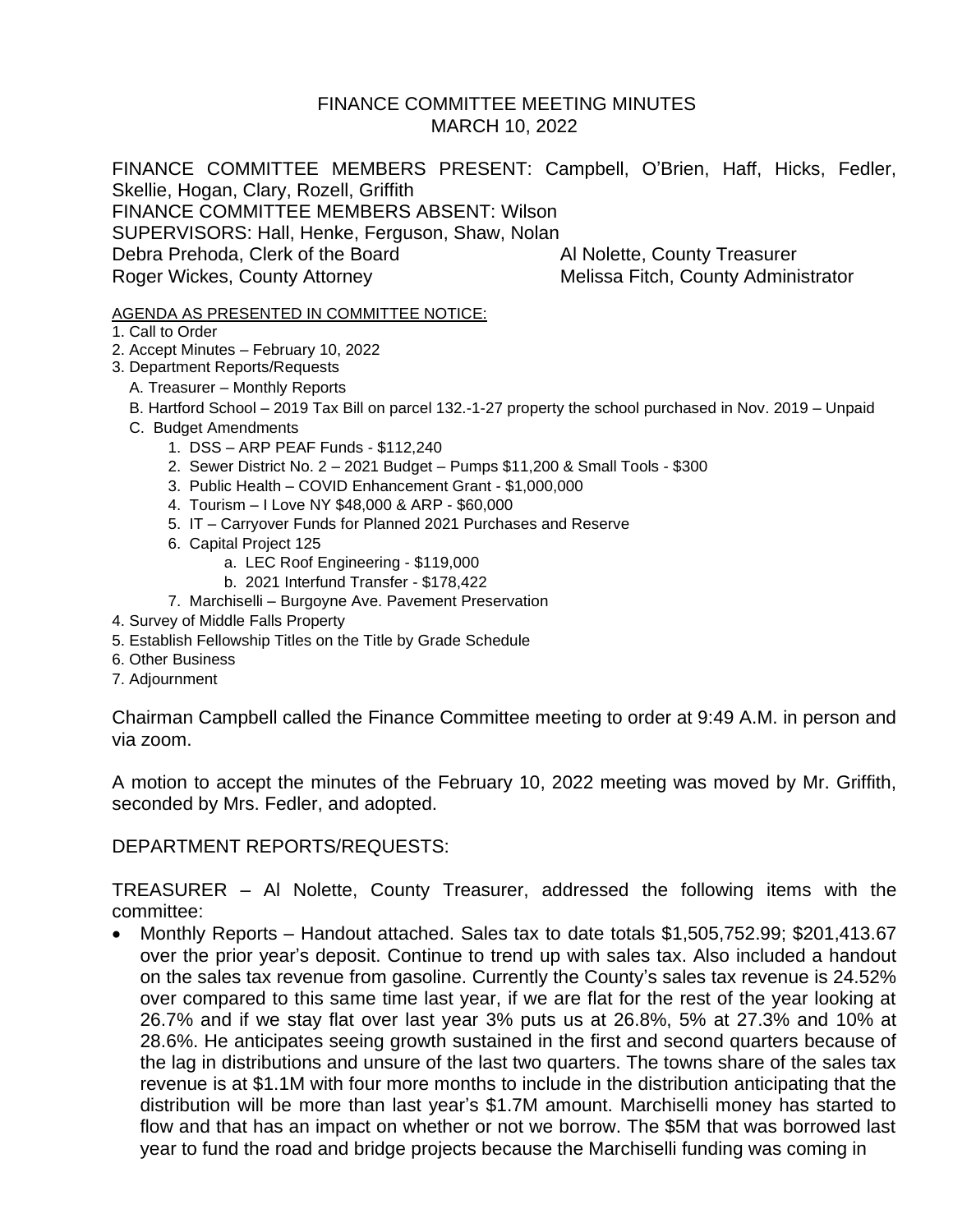# FINANCE COMMITTEE MEETING MINUTES
## MARCH 10, 2022

FINANCE COMMITTEE MEMBERS PRESENT: Campbell, O'Brien, Haff, Hicks, Fedler, Skellie, Hogan, Clary, Rozell, Griffith
FINANCE COMMITTEE MEMBERS ABSENT: Wilson
SUPERVISORS: Hall, Henke, Ferguson, Shaw, Nolan
Debra Prehoda, Clerk of the Board — Al Nolette, County Treasurer
Roger Wickes, County Attorney — Melissa Fitch, County Administrator

AGENDA AS PRESENTED IN COMMITTEE NOTICE:

1. Call to Order
2. Accept Minutes – February 10, 2022
3. Department Reports/Requests
   - A. Treasurer – Monthly Reports
   - B. Hartford School – 2019 Tax Bill on parcel 132.-1-27 property the school purchased in Nov. 2019 – Unpaid
   - C. Budget Amendments
     1. DSS – ARP PEAF Funds - $112,240
     2. Sewer District No. 2 – 2021 Budget – Pumps $11,200 & Small Tools - $300
     3. Public Health – COVID Enhancement Grant - $1,000,000
     4. Tourism – I Love NY $48,000 & ARP - $60,000
     5. IT – Carryover Funds for Planned 2021 Purchases and Reserve
     6. Capital Project 125
        - a. LEC Roof Engineering - $119,000
        - b. 2021 Interfund Transfer - $178,422
     7. Marchiselli – Burgoyne Ave. Pavement Preservation
4. Survey of Middle Falls Property
5. Establish Fellowship Titles on the Title by Grade Schedule
6. Other Business
7. Adjournment

Chairman Campbell called the Finance Committee meeting to order at 9:49 A.M. in person and via zoom.

A motion to accept the minutes of the February 10, 2022 meeting was moved by Mr. Griffith, seconded by Mrs. Fedler, and adopted.

DEPARTMENT REPORTS/REQUESTS:

TREASURER – Al Nolette, County Treasurer, addressed the following items with the committee:

- Monthly Reports – Handout attached. Sales tax to date totals $1,505,752.99; $201,413.67 over the prior year's deposit. Continue to trend up with sales tax. Also included a handout on the sales tax revenue from gasoline. Currently the County's sales tax revenue is 24.52% over compared to this same time last year, if we are flat for the rest of the year looking at 26.7% and if we stay flat over last year 3% puts us at 26.8%, 5% at 27.3% and 10% at 28.6%. He anticipates seeing growth sustained in the first and second quarters because of the lag in distributions and unsure of the last two quarters. The towns share of the sales tax revenue is at $1.1M with four more months to include in the distribution anticipating that the distribution will be more than last year's $1.7M amount. Marchiselli money has started to flow and that has an impact on whether or not we borrow. The $5M that was borrowed last year to fund the road and bridge projects because the Marchiselli funding was coming in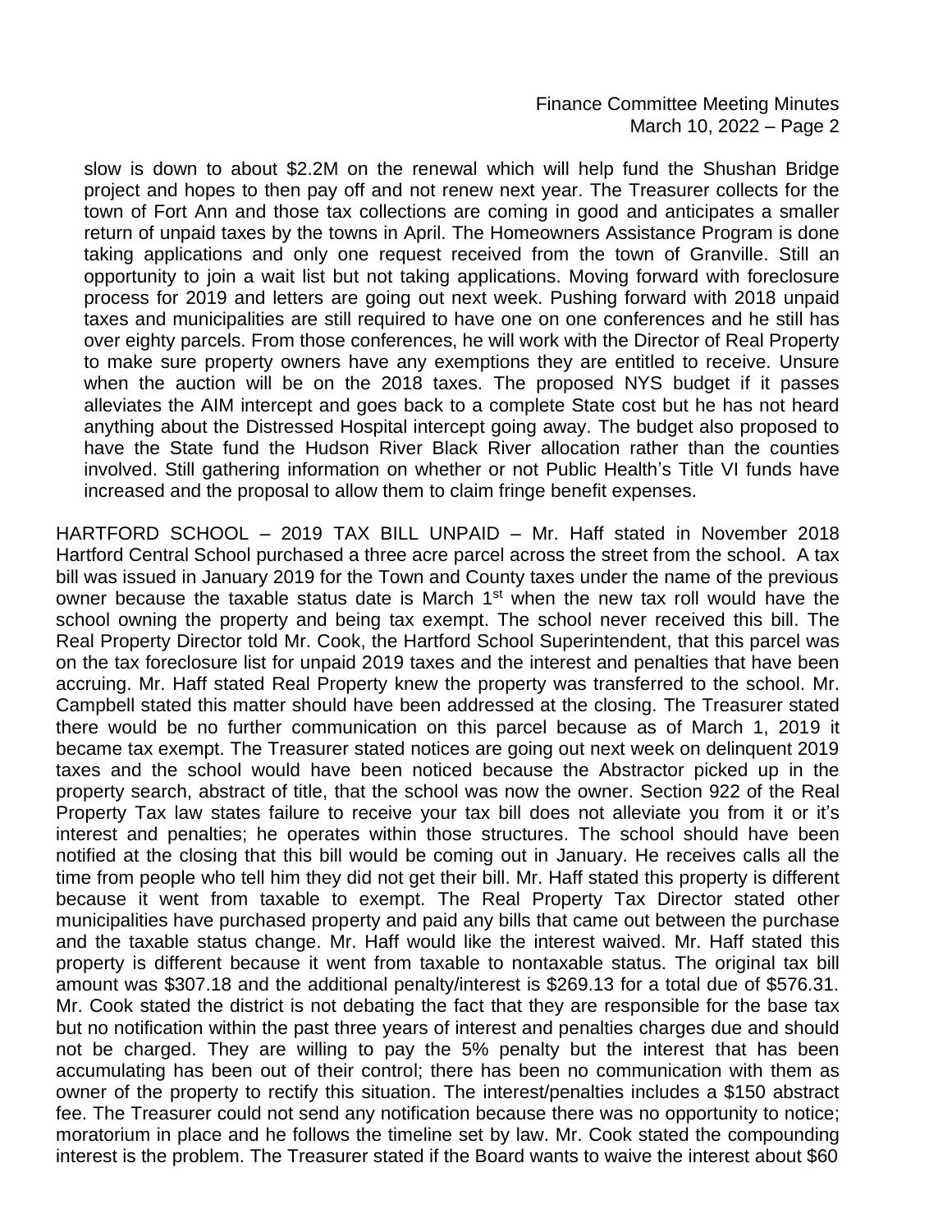slow is down to about $2.2M on the renewal which will help fund the Shushan Bridge project and hopes to then pay off and not renew next year. The Treasurer collects for the town of Fort Ann and those tax collections are coming in good and anticipates a smaller return of unpaid taxes by the towns in April. The Homeowners Assistance Program is done taking applications and only one request received from the town of Granville. Still an opportunity to join a wait list but not taking applications. Moving forward with foreclosure process for 2019 and letters are going out next week. Pushing forward with 2018 unpaid taxes and municipalities are still required to have one on one conferences and he still has over eighty parcels. From those conferences, he will work with the Director of Real Property to make sure property owners have any exemptions they are entitled to receive. Unsure when the auction will be on the 2018 taxes. The proposed NYS budget if it passes alleviates the AIM intercept and goes back to a complete State cost but he has not heard anything about the Distressed Hospital intercept going away. The budget also proposed to have the State fund the Hudson River Black River allocation rather than the counties involved. Still gathering information on whether or not Public Health's Title VI funds have increased and the proposal to allow them to claim fringe benefit expenses.

HARTFORD SCHOOL – 2019 TAX BILL UNPAID – Mr. Haff stated in November 2018 Hartford Central School purchased a three acre parcel across the street from the school. A tax bill was issued in January 2019 for the Town and County taxes under the name of the previous owner because the taxable status date is March 1st when the new tax roll would have the school owning the property and being tax exempt. The school never received this bill. The Real Property Director told Mr. Cook, the Hartford School Superintendent, that this parcel was on the tax foreclosure list for unpaid 2019 taxes and the interest and penalties that have been accruing. Mr. Haff stated Real Property knew the property was transferred to the school. Mr. Campbell stated this matter should have been addressed at the closing. The Treasurer stated there would be no further communication on this parcel because as of March 1, 2019 it became tax exempt. The Treasurer stated notices are going out next week on delinquent 2019 taxes and the school would have been noticed because the Abstractor picked up in the property search, abstract of title, that the school was now the owner. Section 922 of the Real Property Tax law states failure to receive your tax bill does not alleviate you from it or it's interest and penalties; he operates within those structures. The school should have been notified at the closing that this bill would be coming out in January. He receives calls all the time from people who tell him they did not get their bill. Mr. Haff stated this property is different because it went from taxable to exempt. The Real Property Tax Director stated other municipalities have purchased property and paid any bills that came out between the purchase and the taxable status change. Mr. Haff would like the interest waived. Mr. Haff stated this property is different because it went from taxable to nontaxable status. The original tax bill amount was $307.18 and the additional penalty/interest is $269.13 for a total due of $576.31. Mr. Cook stated the district is not debating the fact that they are responsible for the base tax but no notification within the past three years of interest and penalties charges due and should not be charged. They are willing to pay the 5% penalty but the interest that has been accumulating has been out of their control; there has been no communication with them as owner of the property to rectify this situation. The interest/penalties includes a $150 abstract fee. The Treasurer could not send any notification because there was no opportunity to notice; moratorium in place and he follows the timeline set by law. Mr. Cook stated the compounding interest is the problem. The Treasurer stated if the Board wants to waive the interest about $60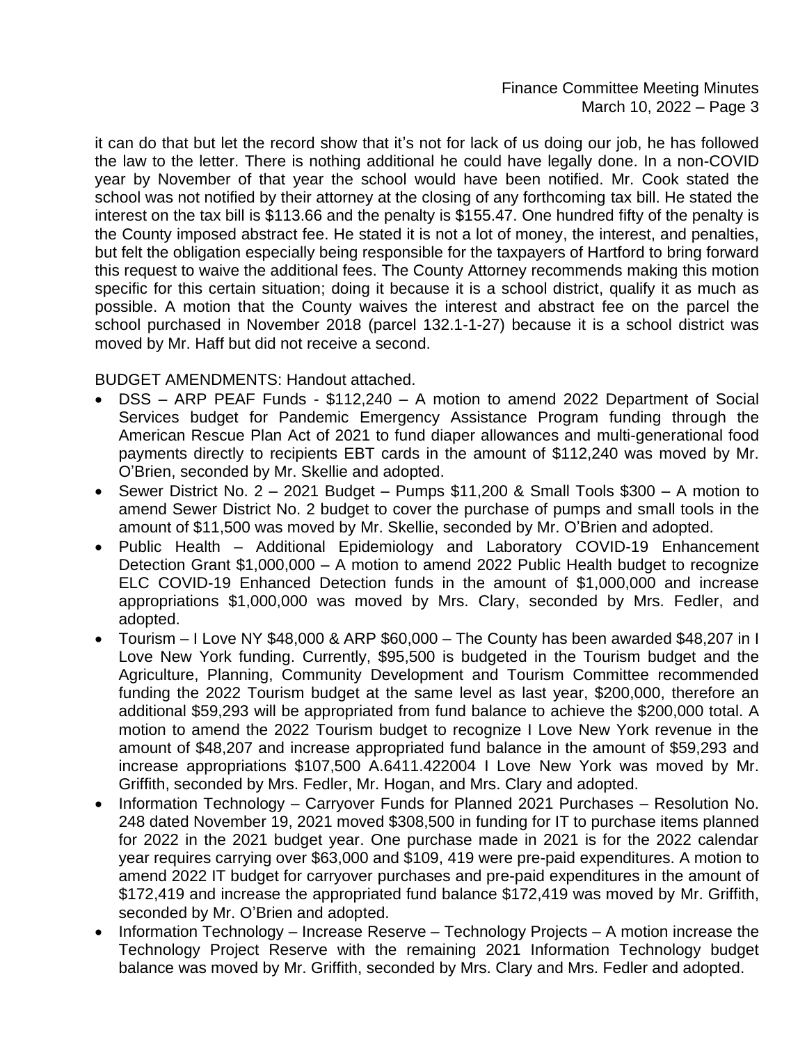it can do that but let the record show that it's not for lack of us doing our job, he has followed the law to the letter. There is nothing additional he could have legally done. In a non-COVID year by November of that year the school would have been notified. Mr. Cook stated the school was not notified by their attorney at the closing of any forthcoming tax bill. He stated the interest on the tax bill is $113.66 and the penalty is $155.47. One hundred fifty of the penalty is the County imposed abstract fee. He stated it is not a lot of money, the interest, and penalties, but felt the obligation especially being responsible for the taxpayers of Hartford to bring forward this request to waive the additional fees. The County Attorney recommends making this motion specific for this certain situation; doing it because it is a school district, qualify it as much as possible. A motion that the County waives the interest and abstract fee on the parcel the school purchased in November 2018 (parcel 132.1-1-27) because it is a school district was moved by Mr. Haff but did not receive a second.

BUDGET AMENDMENTS: Handout attached.

- DSS – ARP PEAF Funds - $112,240 – A motion to amend 2022 Department of Social Services budget for Pandemic Emergency Assistance Program funding through the American Rescue Plan Act of 2021 to fund diaper allowances and multi-generational food payments directly to recipients EBT cards in the amount of $112,240 was moved by Mr. O'Brien, seconded by Mr. Skellie and adopted.
- Sewer District No. 2 – 2021 Budget – Pumps $11,200 & Small Tools $300 – A motion to amend Sewer District No. 2 budget to cover the purchase of pumps and small tools in the amount of $11,500 was moved by Mr. Skellie, seconded by Mr. O'Brien and adopted.
- Public Health – Additional Epidemiology and Laboratory COVID-19 Enhancement Detection Grant $1,000,000 – A motion to amend 2022 Public Health budget to recognize ELC COVID-19 Enhanced Detection funds in the amount of $1,000,000 and increase appropriations $1,000,000 was moved by Mrs. Clary, seconded by Mrs. Fedler, and adopted.
- Tourism – I Love NY $48,000 & ARP $60,000 – The County has been awarded $48,207 in I Love New York funding. Currently, $95,500 is budgeted in the Tourism budget and the Agriculture, Planning, Community Development and Tourism Committee recommended funding the 2022 Tourism budget at the same level as last year, $200,000, therefore an additional $59,293 will be appropriated from fund balance to achieve the $200,000 total. A motion to amend the 2022 Tourism budget to recognize I Love New York revenue in the amount of $48,207 and increase appropriated fund balance in the amount of $59,293 and increase appropriations $107,500 A.6411.422004 I Love New York was moved by Mr. Griffith, seconded by Mrs. Fedler, Mr. Hogan, and Mrs. Clary and adopted.
- Information Technology – Carryover Funds for Planned 2021 Purchases – Resolution No. 248 dated November 19, 2021 moved $308,500 in funding for IT to purchase items planned for 2022 in the 2021 budget year. One purchase made in 2021 is for the 2022 calendar year requires carrying over $63,000 and $109, 419 were pre-paid expenditures. A motion to amend 2022 IT budget for carryover purchases and pre-paid expenditures in the amount of $172,419 and increase the appropriated fund balance $172,419 was moved by Mr. Griffith, seconded by Mr. O'Brien and adopted.
- Information Technology – Increase Reserve – Technology Projects – A motion increase the Technology Project Reserve with the remaining 2021 Information Technology budget balance was moved by Mr. Griffith, seconded by Mrs. Clary and Mrs. Fedler and adopted.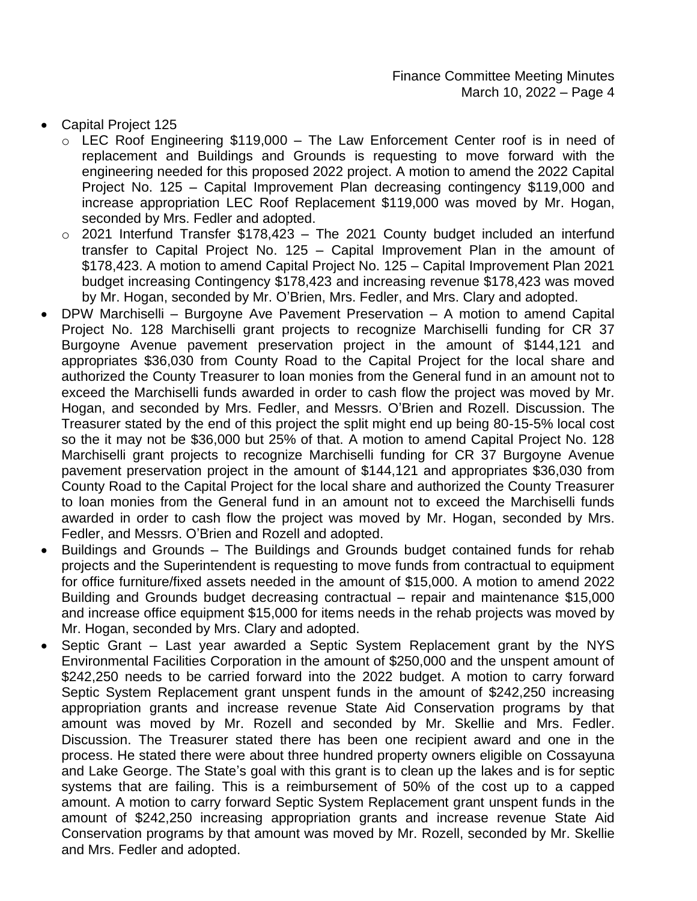- Capital Project 125
  - LEC Roof Engineering $119,000 – The Law Enforcement Center roof is in need of replacement and Buildings and Grounds is requesting to move forward with the engineering needed for this proposed 2022 project. A motion to amend the 2022 Capital Project No. 125 – Capital Improvement Plan decreasing contingency $119,000 and increase appropriation LEC Roof Replacement $119,000 was moved by Mr. Hogan, seconded by Mrs. Fedler and adopted.
  - 2021 Interfund Transfer $178,423 – The 2021 County budget included an interfund transfer to Capital Project No. 125 – Capital Improvement Plan in the amount of $178,423. A motion to amend Capital Project No. 125 – Capital Improvement Plan 2021 budget increasing Contingency $178,423 and increasing revenue $178,423 was moved by Mr. Hogan, seconded by Mr. O'Brien, Mrs. Fedler, and Mrs. Clary and adopted.
- DPW Marchiselli – Burgoyne Ave Pavement Preservation – A motion to amend Capital Project No. 128 Marchiselli grant projects to recognize Marchiselli funding for CR 37 Burgoyne Avenue pavement preservation project in the amount of $144,121 and appropriates $36,030 from County Road to the Capital Project for the local share and authorized the County Treasurer to loan monies from the General fund in an amount not to exceed the Marchiselli funds awarded in order to cash flow the project was moved by Mr. Hogan, and seconded by Mrs. Fedler, and Messrs. O'Brien and Rozell. Discussion. The Treasurer stated by the end of this project the split might end up being 80-15-5% local cost so the it may not be $36,000 but 25% of that. A motion to amend Capital Project No. 128 Marchiselli grant projects to recognize Marchiselli funding for CR 37 Burgoyne Avenue pavement preservation project in the amount of $144,121 and appropriates $36,030 from County Road to the Capital Project for the local share and authorized the County Treasurer to loan monies from the General fund in an amount not to exceed the Marchiselli funds awarded in order to cash flow the project was moved by Mr. Hogan, seconded by Mrs. Fedler, and Messrs. O'Brien and Rozell and adopted.
- Buildings and Grounds – The Buildings and Grounds budget contained funds for rehab projects and the Superintendent is requesting to move funds from contractual to equipment for office furniture/fixed assets needed in the amount of $15,000. A motion to amend 2022 Building and Grounds budget decreasing contractual – repair and maintenance $15,000 and increase office equipment $15,000 for items needs in the rehab projects was moved by Mr. Hogan, seconded by Mrs. Clary and adopted.
- Septic Grant – Last year awarded a Septic System Replacement grant by the NYS Environmental Facilities Corporation in the amount of $250,000 and the unspent amount of $242,250 needs to be carried forward into the 2022 budget. A motion to carry forward Septic System Replacement grant unspent funds in the amount of $242,250 increasing appropriation grants and increase revenue State Aid Conservation programs by that amount was moved by Mr. Rozell and seconded by Mr. Skellie and Mrs. Fedler. Discussion. The Treasurer stated there has been one recipient award and one in the process. He stated there were about three hundred property owners eligible on Cossayuna and Lake George. The State's goal with this grant is to clean up the lakes and is for septic systems that are failing. This is a reimbursement of 50% of the cost up to a capped amount. A motion to carry forward Septic System Replacement grant unspent funds in the amount of $242,250 increasing appropriation grants and increase revenue State Aid Conservation programs by that amount was moved by Mr. Rozell, seconded by Mr. Skellie and Mrs. Fedler and adopted.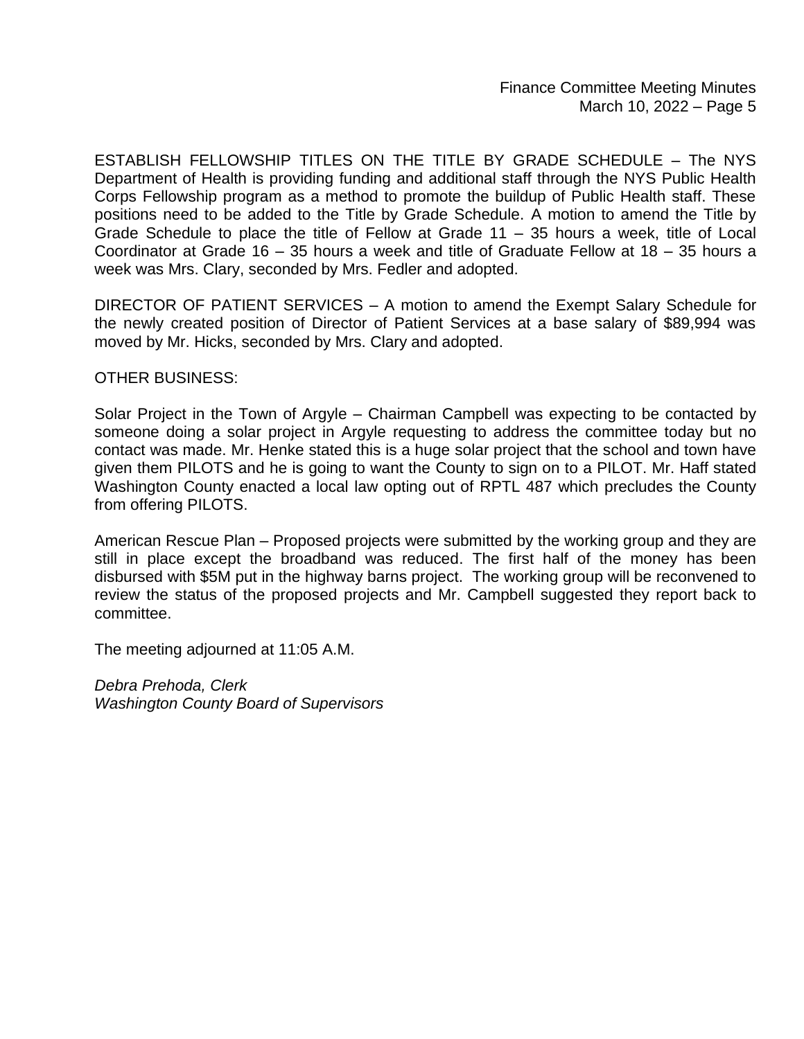ESTABLISH FELLOWSHIP TITLES ON THE TITLE BY GRADE SCHEDULE – The NYS Department of Health is providing funding and additional staff through the NYS Public Health Corps Fellowship program as a method to promote the buildup of Public Health staff. These positions need to be added to the Title by Grade Schedule. A motion to amend the Title by Grade Schedule to place the title of Fellow at Grade 11 – 35 hours a week, title of Local Coordinator at Grade 16 – 35 hours a week and title of Graduate Fellow at 18 – 35 hours a week was Mrs. Clary, seconded by Mrs. Fedler and adopted.

DIRECTOR OF PATIENT SERVICES – A motion to amend the Exempt Salary Schedule for the newly created position of Director of Patient Services at a base salary of $89,994 was moved by Mr. Hicks, seconded by Mrs. Clary and adopted.

OTHER BUSINESS:

Solar Project in the Town of Argyle – Chairman Campbell was expecting to be contacted by someone doing a solar project in Argyle requesting to address the committee today but no contact was made. Mr. Henke stated this is a huge solar project that the school and town have given them PILOTS and he is going to want the County to sign on to a PILOT. Mr. Haff stated Washington County enacted a local law opting out of RPTL 487 which precludes the County from offering PILOTS.

American Rescue Plan – Proposed projects were submitted by the working group and they are still in place except the broadband was reduced. The first half of the money has been disbursed with $5M put in the highway barns project. The working group will be reconvened to review the status of the proposed projects and Mr. Campbell suggested they report back to committee.

The meeting adjourned at 11:05 A.M.

*Debra Prehoda, Clerk*
*Washington County Board of Supervisors*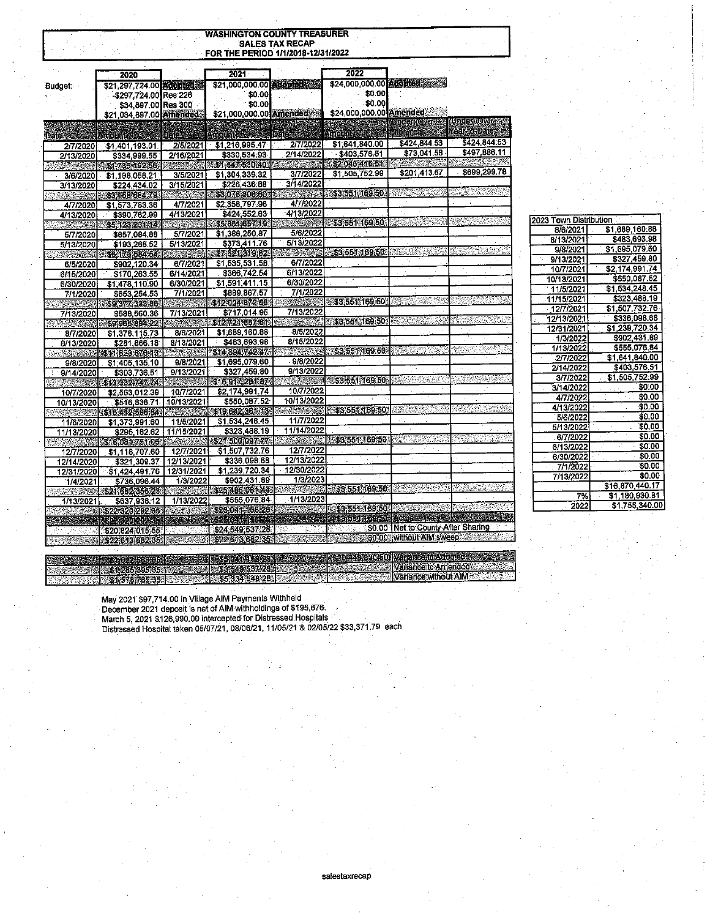# WASHINGTON COUNTY TREASURER
## SALES TAX RECAP
### FOR THE PERIOD 1/1/2018-12/31/2022

| | 2020 | | 2021 | | 2022 | | |
|---|---|---|---|---|---|---|---|
| Budget: | $21,297,724.00 | Adopted | $21,000,000.00 | Adopted | $24,000,000.00 | Adopted | |
| | -$297,724.00 | Res 226 | $0.00 | | $0.00 | | |
| | $34,897.00 | Res 300 | $0.00 | | $0.00 | | |
| | $21,034,897.00 | Amended | $21,000,000.00 | Amended | $24,000,000.00 | Amended | |
| Date | Amount | Date | Amount | Date | Amount | (Under)/Over Prior Year | (Under)/Over Year-to-Date |
| 2/7/2020 | $1,401,193.01 | 2/5/2021 | $1,216,995.47 | 2/7/2022 | $1,641,840.00 | $424,844.53 | $424,844.53 |
| 2/13/2020 | $334,999.55 | 2/16/2021 | $330,534.93 | 2/14/2022 | $403,576.51 | $73,041.58 | $497,886.11 |
| | $1,736,192.56 | | $1,547,530.40 | | $2,045,416.51 | | |
| 3/6/2020 | $1,198,056.21 | 3/5/2021 | $1,304,339.32 | 3/7/2022 | $1,505,752.99 | $201,413.67 | $699,299.78 |
| 3/13/2020 | $224,434.02 | 3/15/2021 | $226,436.88 | 3/14/2022 | | | |
| | $3,158,684.79 | | $3,078,306.60 | | $3,551,169.50 | | |
| 4/7/2020 | $1,573,783.36 | 4/7/2021 | $2,358,797.96 | 4/7/2022 | | | |
| 4/13/2020 | $390,762.99 | 4/13/2021 | $424,552.63 | 4/13/2022 | | | |
| | $5,123,231.14 | | $5,861,657.19 | | $3,551,169.50 | | |
| 5/7/2020 | $857,084.88 | 5/7/2021 | $1,386,250.87 | 5/6/2022 | | | |
| 5/13/2020 | $193,268.52 | 5/13/2021 | $373,411.76 | 5/13/2022 | | | |
| | $6,173,584.54 | | $7,621,319.82 | | $3,551,169.50 | | |
| 6/5/2020 | $902,120.34 | 6/7/2021 | $1,535,531.58 | 6/7/2022 | | | |
| 6/15/2020 | $170,263.55 | 6/14/2021 | $366,742.54 | 6/13/2022 | | | |
| 6/30/2020 | $1,478,110.90 | 6/30/2021 | $1,591,411.15 | 6/30/2022 | | | |
| 7/1/2020 | $653,254.53 | 7/1/2021 | $889,867.57 | 7/1/2022 | | | |
| | $9,377,333.86 | | $12,004,872.66 | | $3,551,169.50 | | |
| 7/13/2020 | $588,560.36 | 7/13/2021 | $717,014.95 | 7/13/2022 | | | |
| | $9,965,894.22 | | $12,721,887.61 | | $3,551,169.50 | | |
| 8/7/2020 | $1,376,115.73 | 8/6/2021 | $1,669,160.88 | 8/5/2022 | | | |
| 8/13/2020 | $281,666.18 | 8/13/2021 | $483,693.98 | 8/15/2022 | | | |
| | $11,623,676.13 | | $14,874,742.47 | | $3,551,169.50 | | |
| 9/8/2020 | $1,405,135.10 | 9/8/2021 | $1,695,079.60 | 9/8/2022 | | | |
| 9/14/2020 | $303,736.51 | 9/13/2021 | $327,459.80 | 9/13/2022 | | | |
| | $13,332,747.74 | | $16,917,281.87 | | $3,551,169.50 | | |
| 10/7/2020 | $2,563,012.39 | 10/7/2021 | $2,174,991.74 | 10/7/2022 | | | |
| 10/13/2020 | $516,836.71 | 10/13/2021 | $550,087.52 | 10/13/2022 | | | |
| | $16,412,596.84 | | $19,642,361.13 | | $3,551,169.50 | | |
| 11/6/2020 | $1,373,991.60 | 11/5/2021 | $1,534,248.45 | 11/7/2022 | | | |
| 11/13/2020 | $295,162.62 | 11/15/2021 | $323,488.19 | 11/14/2022 | | | |
| | $18,081,751.06 | | $21,500,097.77 | | $3,551,169.50 | | |
| 12/7/2020 | $1,118,707.60 | 12/7/2021 | $1,507,732.76 | 12/7/2022 | | | |
| 12/14/2020 | $321,309.37 | 12/13/2021 | $336,098.68 | 12/13/2022 | | | |
| 12/31/2020 | $1,424,491.76 | 12/31/2021 | $1,239,720.34 | 12/30/2022 | | | |
| 1/4/2021 | $736,096.44 | 1/3/2022 | $902,431.89 | 1/3/2023 | | | |
| | $21,682,356.23 | | $25,486,081.44 | | $3,551,169.50 | | |
| 1/13/2021 | $637,936.12 | 1/13/2022 | $555,076.84 | 1/13/2023 | | | |
| | $22,320,292.35 | | $26,041,158.28 | | $3,551,169.50 | | |
| | $22,320,292.35 | | $26,041,158.28 | | $3,551,169.50 | Actual | |
| | $20,824,015.55 | | $24,549,537.28 | | $0.00 | Net to County After Sharing | |
| | $22,613,682.35 | | $22,513,682.35 | | $0.00 | without AIM sweep | |
| | | | | | | | |
| | $1,022,568.35 | | $5,041,158.28 | | ($20,448,830.50) | Variance to Adopted | |
| | $1,285,395.35 | | $3,549,537.28 | | | Variance to Amended | |
| | $1,578,785.35 | | $5,334,548.28 | | | Variance without AIM | |

May 2021 $97,714.00 in Village AIM Payments Withheld
December 2021 deposit is net of AIM withholdings of $195,676.
March 5, 2021 $126,990.00 intercepted for Distressed Hospitals
Distressed Hospital taken 05/07/21, 08/06/21, 11/05/21 & 02/05/22 $33,371.79 each

| 2023 Town Distribution | |
|---|---|
| 8/6/2021 | $1,669,160.88 |
| 8/13/2021 | $483,693.98 |
| 9/8/2021 | $1,695,079.60 |
| 9/13/2021 | $327,459.80 |
| 10/7/2021 | $2,174,991.74 |
| 10/13/2021 | $550,087.52 |
| 11/5/2021 | $1,534,248.45 |
| 11/15/2021 | $323,488.19 |
| 12/7/2021 | $1,507,732.76 |
| 12/13/2021 | $336,098.68 |
| 12/31/2021 | $1,239,720.34 |
| 1/3/2022 | $902,431.89 |
| 1/13/2022 | $555,076.84 |
| 2/7/2022 | $1,641,840.00 |
| 2/14/2022 | $403,576.51 |
| 3/7/2022 | $1,505,752.99 |
| 3/14/2022 | $0.00 |
| 4/7/2022 | $0.00 |
| 4/13/2022 | $0.00 |
| 5/6/2022 | $0.00 |
| 5/13/2022 | $0.00 |
| 6/7/2022 | $0.00 |
| 6/13/2022 | $0.00 |
| 6/30/2022 | $0.00 |
| 7/1/2022 | $0.00 |
| 7/13/2022 | $0.00 |
| | $16,870,440.17 |
| 7% | $1,180,930.81 |
| 2022 | $1,755,340.00 |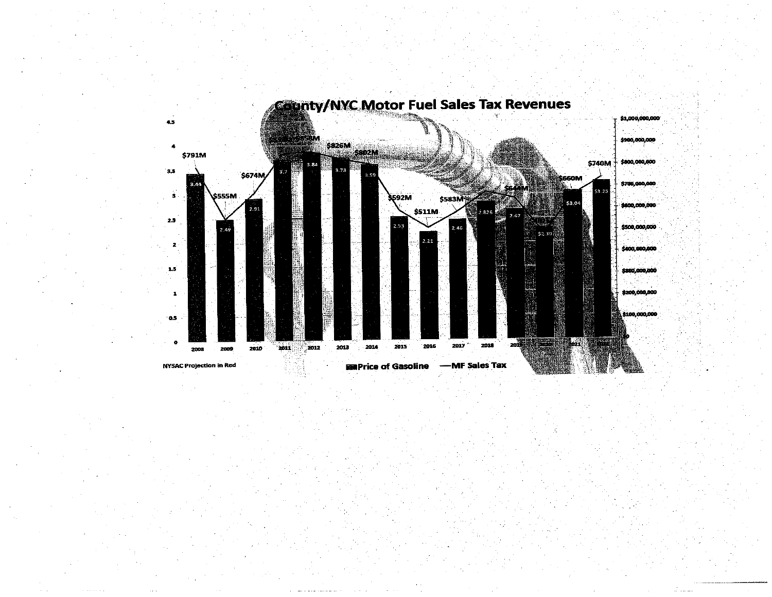# County/NYC Motor Fuel Sales Tax Revenues

| Year | Price of Gasoline | MF Sales Tax |
|---|---|---|
| 2008 | 3.44 | $791M |
| 2009 | 2.49 | $555M |
| 2010 | 2.91 | $674M |
| 2011 | 3.7 | |
| 2012 | 3.84 | |
| 2013 | 3.73 | $826M |
| 2014 | 3.59 | $802M |
| 2015 | 2.53 | $592M |
| 2016 | 2.21 | $511M |
| 2017 | 2.46 | $583M |
| 2018 | 2.826 | |
| 2019 | 2.67 | |
| 2020 | $1.30 | |
| 2021 | $3.04 | $660M |
| 2022 | $3.25 | $740M |

NYSAC Projection in Red

Price of Gasoline — MF Sales Tax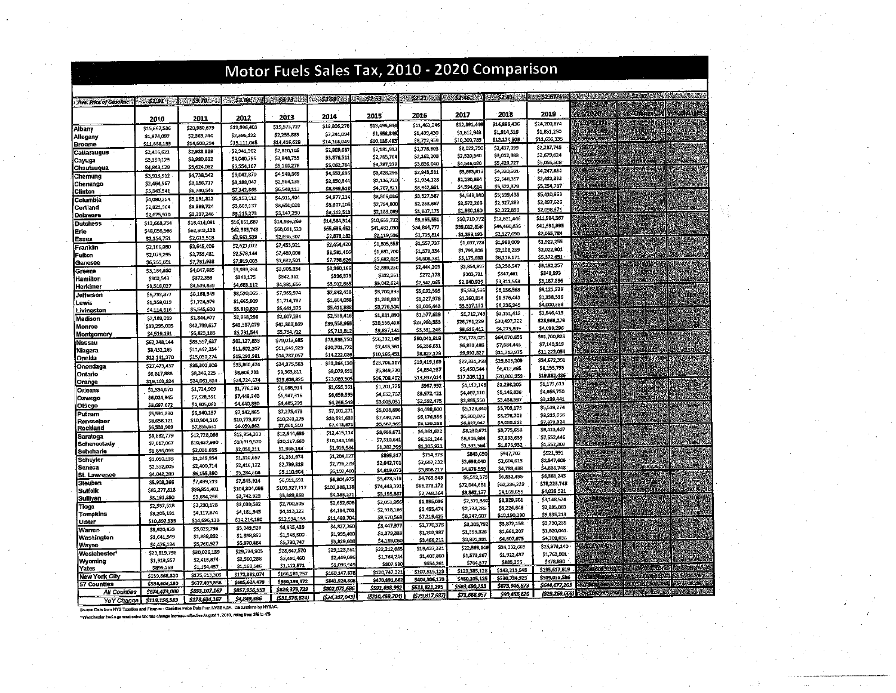# Motor Fuels Sales Tax, 2010 - 2020 Comparison

| Ave. Price of Gasoline | $2.91 | $3.70 | $3.84 | $3.73 | $3.59 | $2.53 | $2.21 | $2.46 | $2.81 | $2.67 | | | |
|---|---|---|---|---|---|---|---|---|---|---|---|---|---|
| | 2010 | 2011 | 2012 | 2013 | 2014 | 2015 | 2016 | 2017 | 2018 | 2019 | 2020 | $ Change | % Change |
| Albany | $15,667,536 | $20,980,679 | $19,996,403 | $19,573,727 | $18,806,278 | $13,496,844 | $11,463,246 | $12,891,449 | $14,888,436 | $14,200,874 | | | |
| Allegany | $1,974,097 | $2,369,744 | $2,396,122 | $2,255,883 | $2,241,094 | $1,556,849 | $1,439,430 | $1,612,943 | $1,914,516 | $1,851,250 | | | |
| Broome | $11,688,133 | $14,608,294 | $15,111,065 | $14,416,628 | $14,166,040 | $10,135,485 | $8,722,959 | $10,309,789 | $12,174,509 | $11,656,335 | | | |
| Cattaraugus | $2,406,621 | $2,983,319 | $2,941,302 | $2,810,105 | $2,809,687 | $2,181,916 | $1,776,903 | $2,022,750 | $2,457,099 | $2,287,745 | | | |
| Cayuga | $3,350,128 | $3,980,652 | $4,040,795 | $3,848,755 | $3,876,911 | $2,765,764 | $2,162,208 | $2,520,560 | $3,012,988 | $2,879,624 | | | |
| Chautauqua | $4,843,129 | $5,624,062 | $5,554,167 | $5,168,276 | $5,062,764 | $3,787,277 | $3,826,040 | $4,546,020 | $5,429,727 | $5,056,508 | | | |
| Chemung | $3,913,912 | $4,738,542 | $5,042,870 | $4,549,369 | $4,552,696 | $3,428,295 | $2,948,581 | $3,863,817 | $4,320,601 | $4,247,654 | | | |
| Chenango | $2,484,967 | $3,156,717 | $3,188,047 | $2,964,139 | $2,850,844 | $2,136,720 | $1,984,128 | $2,280,884 | $2,548,357 | $2,482,333 | | | |
| Clinton | $5,343,541 | $6,740,549 | $7,142,866 | $6,548,113 | $6,369,518 | $4,787,821 | $3,842,951 | $4,594,614 | $5,522,379 | $5,254,787 | | | |
| Columbia | $4,080,254 | $5,181,812 | $5,153,112 | $4,911,404 | $4,977,214 | $3,506,036 | $3,527,587 | $4,548,980 | $5,599,438 | $5,410,963 | | | |
| Cortland | $2,822,964 | $3,599,724 | $3,809,137 | $3,650,028 | $3,607,105 | $2,794,800 | $2,253,667 | $2,572,268 | $2,927,389 | $2,897,626 | | | |
| Delaware | $2,675,970 | $3,237,246 | $3,215,273 | $3,147,290 | $3,112,513 | $2,185,089 | $1,807,175 | $1,980,160 | $2,322,890 | $2,088,371 | | | |
| Dutchess | $12,668,754 | $16,414,091 | $16,161,687 | $14,996,269 | $14,584,314 | $10,659,732 | $9,355,551 | $10,710,772 | $12,621,446 | $11,984,367 | | | |
| Erie | $48,096,986 | $62,303,138 | $62,583,748 | $60,091,520 | $55,685,452 | $41,481,090 | $34,844,777 | $39,012,858 | $44,460,836 | $41,931,995 | | | |
| Essex | $2,154,751 | $2,619,518 | $2,562,529 | $2,636,307 | $2,676,182 | $2,119,596 | $1,795,814 | $1,898,193 | $2,127,690 | $2,055,784 | | | |
| Franklin | $2,186,080 | $2,645,406 | $2,621,072 | $2,453,921 | $2,454,420 | $1,805,355 | $1,557,737 | $1,697,728 | $1,968,009 | $1,922,255 | | | |
| Fulton | $2,079,295 | $2,755,481 | $2,578,144 | $2,469,006 | $2,581,466 | $1,681,700 | $1,579,354 | $1,796,806 | $2,108,139 | $2,022,901 | | | |
| Genesee | $6,265,651 | $7,781,933 | $7,919,093 | $7,682,501 | $7,738,626 | $5,682,685 | $4,608,731 | $5,175,698 | $6,118,171 | $5,372,651 | | | |
| Greene | $3,164,380 | $4,047,885 | $3,939,894 | $3,905,334 | $3,980,166 | $2,889,250 | $2,444,203 | $2,854,977 | $3,256,047 | $3,182,257 | | | |
| Hamilton | $808,543 | $872,353 | $343,175 | $842,361 | $336,878 | $332,261 | $272,778 | $303,721 | $347,461 | $348,893 | | | |
| Herkimer | $3,518,027 | $4,539,839 | $4,683,112 | $4,381,656 | $3,917,665 | $3,042,624 | $2,542,065 | $2,840,929 | $3,311,558 | $3,187,896 | | | |
| Jefferson | $6,792,877 | $8,168,949 | $8,520,065 | $7,968,974 | $7,842,439 | $5,700,398 | $5,032,595 | $5,553,566 | $6,136,563 | $6,121,229 | | | |
| Lewis | $1,358,019 | $1,724,979 | $1,665,909 | $1,714,787 | $1,804,058 | $1,288,830 | $1,227,976 | $1,260,854 | $1,376,441 | $1,338,516 | | | |
| Livingston | $4,114,616 | $5,545,600 | $5,810,850 | $5,441,375 | $5,411,838 | $3,776,304 | $3,005,443 | $3,337,131 | $4,236,945 | $4,000,398 | | | |
| Madison | $2,189,089 | $2,844,677 | $2,868,288 | $2,607,234 | $2,539,416 | $1,881,890 | $1,577,639 | $1,712,749 | $2,151,412 | $1,946,413 | | | |
| Monroe | $38,295,005 | $42,799,617 | $43,587,079 | $41,889,869 | $39,558,968 | $28,566,418 | $23,960,583 | $26,791,229 | $30,497,722 | $28,986,276 | | | |
| Montgomery | $4,519,191 | $5,823,185 | $5,791,544 | $5,754,722 | $5,713,812 | $3,837,141 | $3,331,248 | $3,616,412 | $4,275,809 | $4,099,296 | | | |
| Nassau | $62,248,144 | $83,557,637 | $82,127,889 | $79,013,685 | $75,886,750 | $56,392,149 | $50,041,818 | $56,778,021 | $64,070,856 | $61,700,825 | | | |
| Niagara | $8,452,285 | $11,492,334 | $11,602,207 | $11,649,929 | $10,701,772 | $7,465,561 | $6,286,631 | $6,833,486 | $7,684,443 | $7,140,519 | | | |
| Oneida | $12,141,370 | $15,030,274 | $15,293,981 | $14,787,057 | $14,222,086 | $10,166,451 | $8,827,179 | $9,992,827 | $11,713,975 | $11,222,054 | | | |
| Onondaga | $27,473,437 | $35,302,808 | $35,860,474 | $34,375,563 | $33,364,120 | $23,706,117 | $19,419,169 | $22,331,398 | $25,803,209 | $24,672,351 | | | |
| Ontario | $6,817,888 | $8,346,225 | $8,606,233 | $8,363,811 | $8,079,651 | $5,849,730 | $4,854,287 | $5,450,544 | $6,412,895 | $6,155,793 | | | |
| Orange | $19,103,824 | $24,061,624 | $24,724,574 | $23,606,825 | $23,089,509 | $16,708,462 | $13,897,014 | $17,206,111 | $20,001,959 | $19,862,486 | | | |
| Orleans | $1,334,070 | $1,724,909 | $1,776,380 | $1,688,914 | $1,695,361 | $1,201,725 | $957,992 | $1,112,148 | $1,298,205 | $1,171,613 | | | |
| Oswego | $6,024,945 | $7,528,391 | $7,448,840 | $6,947,316 | $6,659,399 | $4,652,767 | $3,972,421 | $4,407,110 | $5,145,836 | $4,666,750 | | | |
| Otsego | $3,687,672 | $4,605,088 | $4,640,890 | $4,485,298 | $4,265,548 | $3,005,081 | $2,592,475 | $2,865,550 | $3,438,997 | $3,199,441 | | | |
| Putnam | $5,591,880 | $6,940,157 | $7,142,865 | $7,275,473 | $7,102,271 | $5,008,896 | $4,498,800 | $5,129,340 | $5,708,175 | $5,539,274 | | | |
| Rensselaer | $8,658,121 | $10,904,516 | $10,773,877 | $10,241,275 | $10,521,638 | $7,440,731 | $6,176,856 | $6,900,076 | $8,278,702 | $8,219,656 | | | |
| Rockland | $6,533,989 | $7,855,631 | $8,050,862 | $7,661,510 | $7,448,571 | $5,567,965 | $5,159,258 | $6,827,047 | $8,068,492 | $7,879,324 | | | |
| Saratoga | $9,882,779 | $12,728,066 | $12,954,333 | $12,544,695 | $12,415,114 | $8,869,671 | $6,961,622 | $8,230,671 | $9,775,658 | $8,413,407 | | | |
| Schenectady | $7,817,067 | $10,637,690 | $10,919,570 | $10,117,680 | $10,143,198 | $7,310,641 | $6,161,244 | $6,806,984 | $7,893,639 | $7,552,446 | | | |
| Schoharie | $1,895,093 | $2,081,635 | $2,059,211 | $1,965,143 | $1,919,584 | $1,382,395 | $1,205,921 | $1,331,564 | $1,676,992 | $1,552,307 | | | |
| Schuyler | $1,010,135 | $1,245,954 | $1,310,657 | $1,281,874 | $1,204,027 | $896,817 | $754,373 | $848,090 | $947,702 | $921,591 | | | |
| Seneca | $2,552,005 | $2,400,714 | $2,416,122 | $2,739,319 | $2,726,229 | $2,642,701 | $2,687,232 | $2,698,040 | $2,604,615 | $2,547,606 | | | |
| St. Lawrence | $4,048,280 | $5,155,390 | $5,284,604 | $5,110,904 | $6,157,410 | $4,619,073 | $3,808,217 | $4,478,559 | $4,758,488 | $4,886,748 | | | |
| Steuben | $5,908,266 | $7,499,219 | $7,545,914 | $6,911,691 | $6,904,975 | $5,478,519 | $4,763,548 | $5,512,375 | $6,832,459 | $6,881,243 | | | |
| Suffolk | $83,277,618 | $98,851,401 | $104,304,086 | $106,327,117 | $100,888,118 | $74,443,391 | $65,273,172 | $72,044,681 | $82,236,229 | $78,225,748 | | | |
| Sullivan | $3,181,850 | $3,664,296 | $3,742,923 | $3,389,888 | $4,183,271 | $3,195,887 | $2,748,364 | $3,362,177 | $4,159,655 | $4,025,521 | | | |
| Tioga | $2,597,618 | $3,230,128 | $3,039,582 | $2,700,505 | $2,652,608 | $2,051,056 | $1,855,096 | $2,371,330 | $3,328,301 | $3,148,524 | | | |
| Tompkins | $3,205,191 | $4,117,874 | $4,181,945 | $4,113,222 | $4,134,702 | $2,918,166 | $2,455,474 | $2,738,286 | $3,224,646 | $2,985,883 | | | |
| Ulster | $10,897,388 | $14,696,138 | $14,214,190 | $12,934,133 | $11,469,704 | $8,570,568 | $7,219,425 | $8,247,607 | $10,190,290 | $9,835,213 | | | |
| Warren | $3,920,839 | $5,029,796 | $5,049,928 | $4,935,439 | $4,827,260 | $3,447,377 | $2,770,378 | $3,205,792 | $3,872,158 | $3,730,285 | | | |
| Washington | $1,641,569 | $2,888,892 | $1,898,852 | $1,948,800 | $1,995,400 | $1,379,393 | $1,202,987 | $1,399,826 | $2,661,207 | $1,620,041 | | | |
| Wayne | $4,476,134 | $5,760,927 | $5,970,464 | $5,790,747 | $5,829,608 | $4,189,060 | $3,466,212 | $3,891,991 | $4,607,675 | $4,308,636 | | | |
| Westchester[1] | $23,819,799 | $30,025,189 | $29,734,305 | $28,647,570 | $29,123,361 | $22,212,685 | $19,437,321 | $22,599,148 | $24,332,669 | $25,873,140 | | | |
| Wyoming | $1,918,557 | $2,413,874 | $2,560,288 | $2,495,460 | $2,449,096 | $1,764,244 | $1,408,860 | $1,573,867 | $1,922,437 | $1,763,801 | | | |
| Yates | $899,259 | $1,154,457 | $1,168,546 | $1,112,571 | $1,096,649 | $807,680 | $654,261 | $764,377 | $885,255 | $879,930 | | | |
| New York City | $139,868,820 | $175,613,305 | $172,332,074 | $166,181,257 | $160,147,878 | $120,747,321 | $107,515,123 | $123,385,128 | $143,211,948 | $135,617,619 | | | |
| 57 Counties | $534,604,180 | $677,493,858 | $685,624,479 | $660,198,472 | $641,924,808 | $470,891,662 | $404,306,173 | $460,105,125 | $530,734,925 | $509,059,586 | | | |
| All Counties | $674,473,000 | $853,107,167 | $857,956,553 | $826,379,729 | $802,072,686 | $591,638,982 | $511,821,295 | $583,490,253 | $673,946,873 | $644,677,205 | | | |
| YoY Change | $119,158,589 | $178,634,167 | $4,849,386 | ($31,576,824) | ($24,307,043) | ($210,433,704) | ($79,817,687) | $71,668,957 | $90,456,620 | ($29,269,668) | | | |

Source Data from NYS Taxation and Finance - Gasoline Price Data from NYSERDA. Calculations by NYSAC.

[1] Westchester had a general sales tax rate change increase effective August 1, 2019, rising from 3% to 4%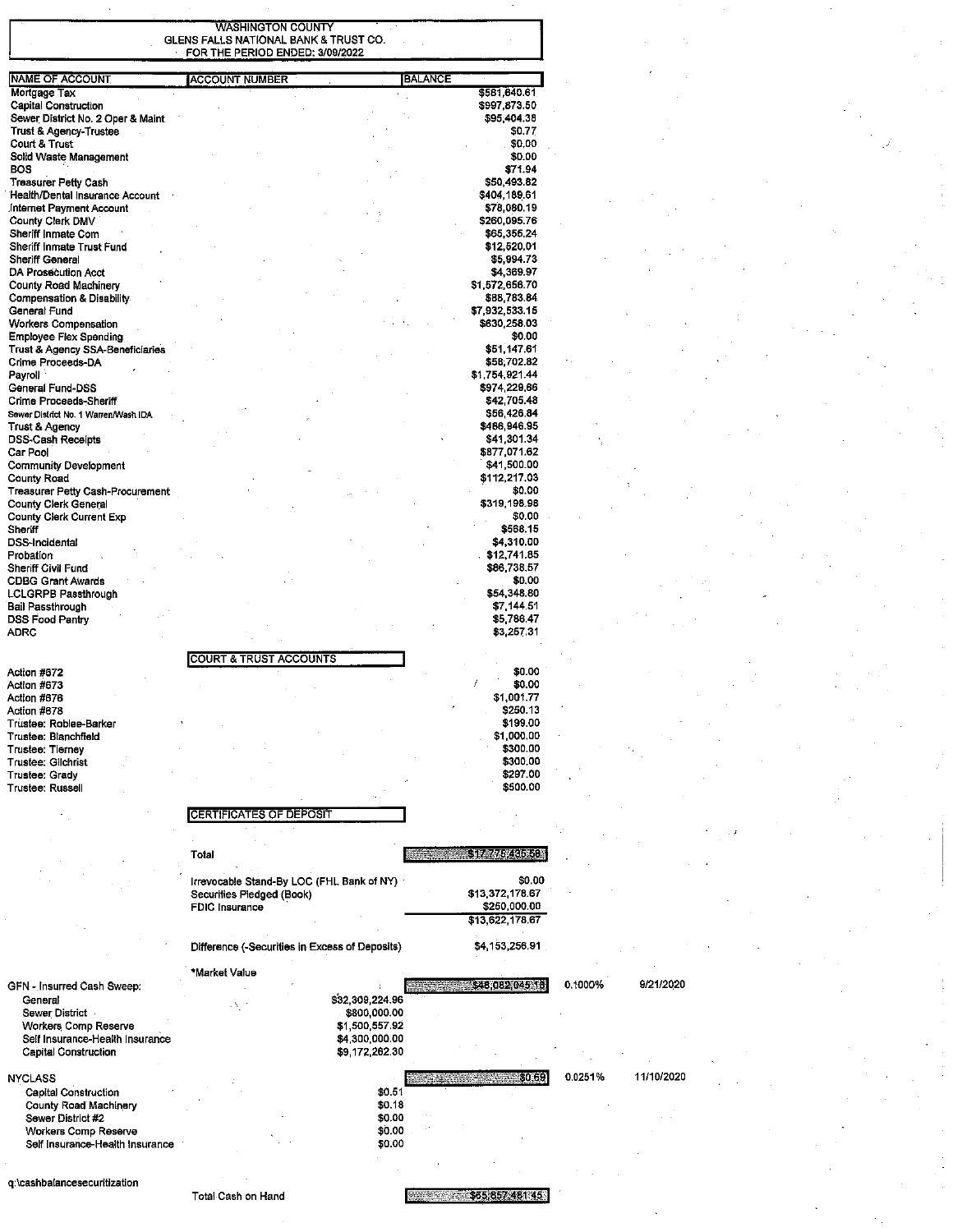# WASHINGTON COUNTY
## GLENS FALLS NATIONAL BANK & TRUST CO.
### FOR THE PERIOD ENDED: 3/09/2022

| NAME OF ACCOUNT | ACCOUNT NUMBER | BALANCE |
|---|---|---|
| Mortgage Tax | | $581,640.61 |
| Capital Construction | | $997,873.50 |
| Sewer District No. 2 Oper & Maint | | $95,404.38 |
| Trust & Agency-Trustee | | $0.77 |
| Court & Trust | | $0.00 |
| Solid Waste Management | | $0.00 |
| BOS | | $71.94 |
| Treasurer Petty Cash | | $50,493.82 |
| Health/Dental Insurance Account | | $404,189.61 |
| Internet Payment Account | | $78,080.19 |
| County Clerk DMV | | $260,095.76 |
| Sheriff Inmate Com | | $65,356.24 |
| Sheriff Inmate Trust Fund | | $12,520.01 |
| Sheriff General | | $5,994.73 |
| DA Prosecution Acct | | $4,369.97 |
| County Road Machinery | | $1,572,658.70 |
| Compensation & Disability | | $88,763.84 |
| General Fund | | $7,932,533.15 |
| Workers Compensation | | $630,258.03 |
| Employee Flex Spending | | $0.00 |
| Trust & Agency SSA-Beneficiaries | | $51,147.61 |
| Crime Proceeds-DA | | $58,702.82 |
| Payroll | | $1,754,921.44 |
| General Fund-DSS | | $974,229.66 |
| Crime Proceeds-Sheriff | | $42,705.48 |
| Sewer District No. 1 Warren/Wash IDA | | $56,426.84 |
| Trust & Agency | | $486,946.95 |
| DSS-Cash Receipts | | $41,301.34 |
| Car Pool | | $877,071.62 |
| Community Development | | $41,500.00 |
| County Road | | $112,217.03 |
| Treasurer Petty Cash-Procurement | | $0.00 |
| County Clerk General | | $319,198.98 |
| County Clerk Current Exp | | $0.00 |
| Sheriff | | $568.15 |
| DSS-Incidental | | $4,310.00 |
| Probation | | $12,741.85 |
| Sheriff Civil Fund | | $86,738.57 |
| CDBG Grant Awards | | $0.00 |
| LCLGRPB Passthrough | | $54,348.80 |
| Bail Passthrough | | $7,144.51 |
| DSS Food Pantry | | $5,786.47 |
| ADRC | | $3,257.31 |
| | **COURT & TRUST ACCOUNTS** | |
| Action #672 | | $0.00 |
| Action #673 | | $0.00 |
| Action #676 | | $1,001.77 |
| Action #678 | | $250.13 |
| Trustee: Roblee-Barker | | $199.00 |
| Trustee: Blanchfield | | $1,000.00 |
| Trustee: Tierney | | $300.00 |
| Trustee: Gilchrist | | $300.00 |
| Trustee: Grady | | $297.00 |
| Trustee: Russell | | $500.00 |
| | **CERTIFICATES OF DEPOSIT** | |
| | Total | $17,776,435.58 |
| | Irrevocable Stand-By LOC (FHL Bank of NY) | $0.00 |
| | Securities Pledged (Book) | $13,372,178.67 |
| | FDIC Insurance | $250,000.00 |
| | | $13,622,178.67 |
| | Difference (-Securities in Excess of Deposits) | $4,153,256.91 |
| | *Market Value | |

| | | | Rate | Date |
|---|---|---|---|---|
| GFN - Insurred Cash Sweep: | | $48,082,045.18 | 0.1000% | 9/21/2020 |
| General | $32,309,224.96 | | | |
| Sewer District | $800,000.00 | | | |
| Workers Comp Reserve | $1,500,557.92 | | | |
| Self Insurance-Health Insurance | $4,300,000.00 | | | |
| Capital Construction | $9,172,262.30 | | | |
| NYCLASS | | $0.69 | 0.0251% | 11/10/2020 |
| Capital Construction | $0.51 | | | |
| County Road Machinery | $0.18 | | | |
| Sewer District #2 | $0.00 | | | |
| Workers Comp Reserve | $0.00 | | | |
| Self Insurance-Health Insurance | $0.00 | | | |

q:\cashbalancesecuritization

Total Cash on Hand: $65,857,481.45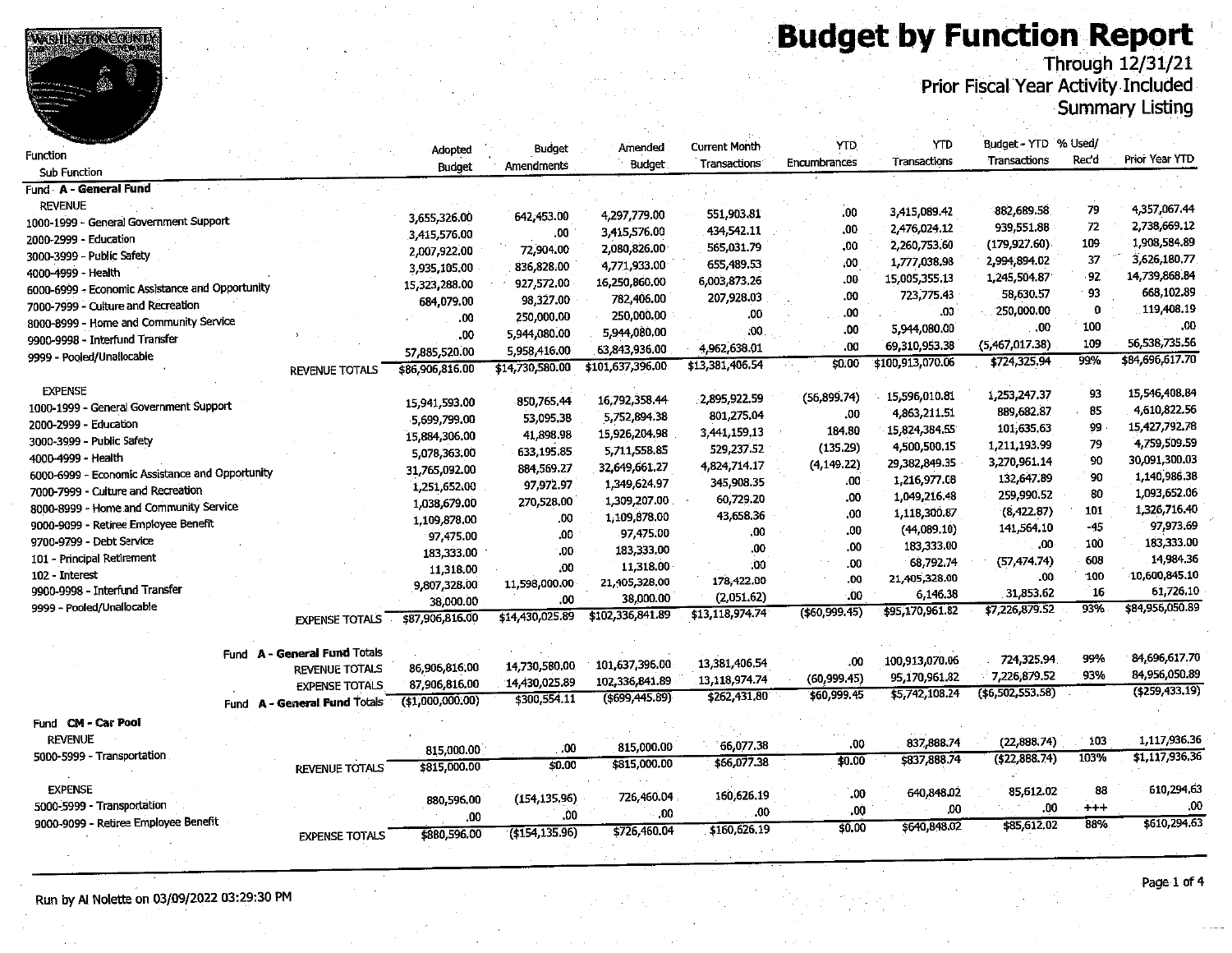# Budget by Function Report

Through 12/31/21
Prior Fiscal Year Activity Included
Summary Listing

| Function / Sub Function | | Adopted Budget | Budget Amendments | Amended Budget | Current Month Transactions | YTD Encumbrances | YTD Transactions | Budget - YTD Transactions | % Used/ Rec'd | Prior Year YTD |
|---|---|---|---|---|---|---|---|---|---|---|
| **Fund A - General Fund** | | | | | | | | | | |
| REVENUE | | | | | | | | | | |
| 1000-1999 - General Government Support | | 3,655,326.00 | 642,453.00 | 4,297,779.00 | 551,903.81 | .00 | 3,415,089.42 | 882,689.58 | 79 | 4,357,067.44 |
| 2000-2999 - Education | | 3,415,576.00 | .00 | 3,415,576.00 | 434,542.11 | .00 | 2,476,024.12 | 939,551.88 | 72 | 2,738,669.12 |
| 3000-3999 - Public Safety | | 2,007,922.00 | 72,904.00 | 2,080,826.00 | 565,031.79 | .00 | 2,260,753.60 | (179,927.60) | 109 | 1,908,584.89 |
| 4000-4999 - Health | | 3,935,105.00 | 836,828.00 | 4,771,933.00 | 655,489.53 | .00 | 1,777,038.98 | 2,994,894.02 | 37 | 3,626,180.77 |
| 6000-6999 - Economic Assistance and Opportunity | | 15,323,288.00 | 927,572.00 | 16,250,860.00 | 6,003,873.26 | .00 | 15,005,355.13 | 1,245,504.87 | 92 | 14,739,868.84 |
| 7000-7999 - Culture and Recreation | | 684,079.00 | 98,327.00 | 782,406.00 | 207,928.03 | .00 | 723,775.43 | 58,630.57 | 93 | 668,102.89 |
| 8000-8999 - Home and Community Service | | .00 | 250,000.00 | 250,000.00 | .00 | .00 | .00 | 250,000.00 | 0 | 119,408.19 |
| 9900-9998 - Interfund Transfer | | .00 | 5,944,080.00 | 5,944,080.00 | .00 | .00 | 5,944,080.00 | .00 | 100 | .00 |
| 9999 - Pooled/Unallocable | | 57,885,520.00 | 5,958,416.00 | 63,843,936.00 | 4,962,638.01 | .00 | 69,310,953.38 | (5,467,017.38) | 109 | 56,538,735.56 |
| | REVENUE TOTALS | $86,906,816.00 | $14,730,580.00 | $101,637,396.00 | $13,381,406.54 | $0.00 | $100,913,070.06 | $724,325.94 | 99% | $84,696,617.70 |
| EXPENSE | | | | | | | | | | |
| 1000-1999 - General Government Support | | 15,941,593.00 | 850,765.44 | 16,792,358.44 | 2,895,922.59 | (56,899.74) | 15,596,010.81 | 1,253,247.37 | 93 | 15,546,408.84 |
| 2000-2999 - Education | | 5,699,799.00 | 53,095.38 | 5,752,894.38 | 801,275.04 | .00 | 4,863,211.51 | 889,682.87 | 85 | 4,610,822.56 |
| 3000-3999 - Public Safety | | 15,884,306.00 | 41,898.98 | 15,926,204.98 | 3,441,159.13 | 184.80 | 15,824,384.55 | 101,635.63 | 99 | 15,427,792.78 |
| 4000-4999 - Health | | 5,078,363.00 | 633,195.85 | 5,711,558.85 | 529,237.52 | (135.29) | 4,500,500.15 | 1,211,193.99 | 79 | 4,759,509.59 |
| 6000-6999 - Economic Assistance and Opportunity | | 31,765,092.00 | 884,569.27 | 32,649,661.27 | 4,824,714.17 | (4,149.22) | 29,382,849.35 | 3,270,961.14 | 90 | 30,091,300.03 |
| 7000-7999 - Culture and Recreation | | 1,251,652.00 | 97,972.97 | 1,349,624.97 | 345,908.35 | .00 | 1,216,977.08 | 132,647.89 | 90 | 1,140,986.38 |
| 8000-8999 - Home and Community Service | | 1,038,679.00 | 270,528.00 | 1,309,207.00 | 60,729.20 | .00 | 1,049,216.48 | 259,990.52 | 80 | 1,093,652.06 |
| 9000-9099 - Retiree Employee Benefit | | 1,109,878.00 | .00 | 1,109,878.00 | 43,658.36 | .00 | 1,118,300.87 | (8,422.87) | 101 | 1,326,716.40 |
| 9700-9799 - Debt Service | | 97,475.00 | .00 | 97,475.00 | .00 | .00 | (44,089.10) | 141,564.10 | -45 | 97,973.69 |
| 101 - Principal Retirement | | 183,333.00 | .00 | 183,333.00 | .00 | .00 | 183,333.00 | .00 | 100 | 183,333.00 |
| 102 - Interest | | 11,318.00 | .00 | 11,318.00 | .00 | .00 | 68,792.74 | (57,474.74) | 608 | 14,984.36 |
| 9900-9998 - Interfund Transfer | | 9,807,328.00 | 11,598,000.00 | 21,405,328.00 | 178,422.00 | .00 | 21,405,328.00 | .00 | 100 | 10,600,845.10 |
| 9999 - Pooled/Unallocable | | 38,000.00 | .00 | 38,000.00 | (2,051.62) | .00 | 6,146.38 | 31,853.62 | 16 | 61,726.10 |
| | EXPENSE TOTALS | $87,906,816.00 | $14,430,025.89 | $102,336,841.89 | $13,118,974.74 | ($60,999.45) | $95,170,961.82 | $7,226,879.52 | 93% | $84,956,050.89 |
| Fund **A - General Fund** Totals | | | | | | | | | | |
| | REVENUE TOTALS | 86,906,816.00 | 14,730,580.00 | 101,637,396.00 | 13,381,406.54 | .00 | 100,913,070.06 | 724,325.94 | 99% | 84,696,617.70 |
| | EXPENSE TOTALS | 87,906,816.00 | 14,430,025.89 | 102,336,841.89 | 13,118,974.74 | (60,999.45) | 95,170,961.82 | 7,226,879.52 | 93% | 84,956,050.89 |
| Fund **A - General Fund** Totals | | ($1,000,000.00) | $300,554.11 | ($699,445.89) | $262,431.80 | $60,999.45 | $5,742,108.24 | ($6,502,553.58) | | ($259,433.19) |
| **Fund CM - Car Pool** | | | | | | | | | | |
| REVENUE | | | | | | | | | | |
| 5000-5999 - Transportation | | 815,000.00 | .00 | 815,000.00 | 66,077.38 | .00 | 837,888.74 | (22,888.74) | 103 | 1,117,936.36 |
| | REVENUE TOTALS | $815,000.00 | $0.00 | $815,000.00 | $66,077.38 | $0.00 | $837,888.74 | ($22,888.74) | 103% | $1,117,936.36 |
| EXPENSE | | | | | | | | | | |
| 5000-5999 - Transportation | | 880,596.00 | (154,135.96) | 726,460.04 | 160,626.19 | .00 | 640,848.02 | 85,612.02 | 88 | 610,294.63 |
| 9000-9099 - Retiree Employee Benefit | | .00 | .00 | .00 | .00 | .00 | .00 | .00 | +++ | .00 |
| | EXPENSE TOTALS | $880,596.00 | ($154,135.96) | $726,460.04 | $160,626.19 | $0.00 | $640,848.02 | $85,612.02 | 88% | $610,294.63 |

Run by Al Nolette on 03/09/2022 03:29:30 PM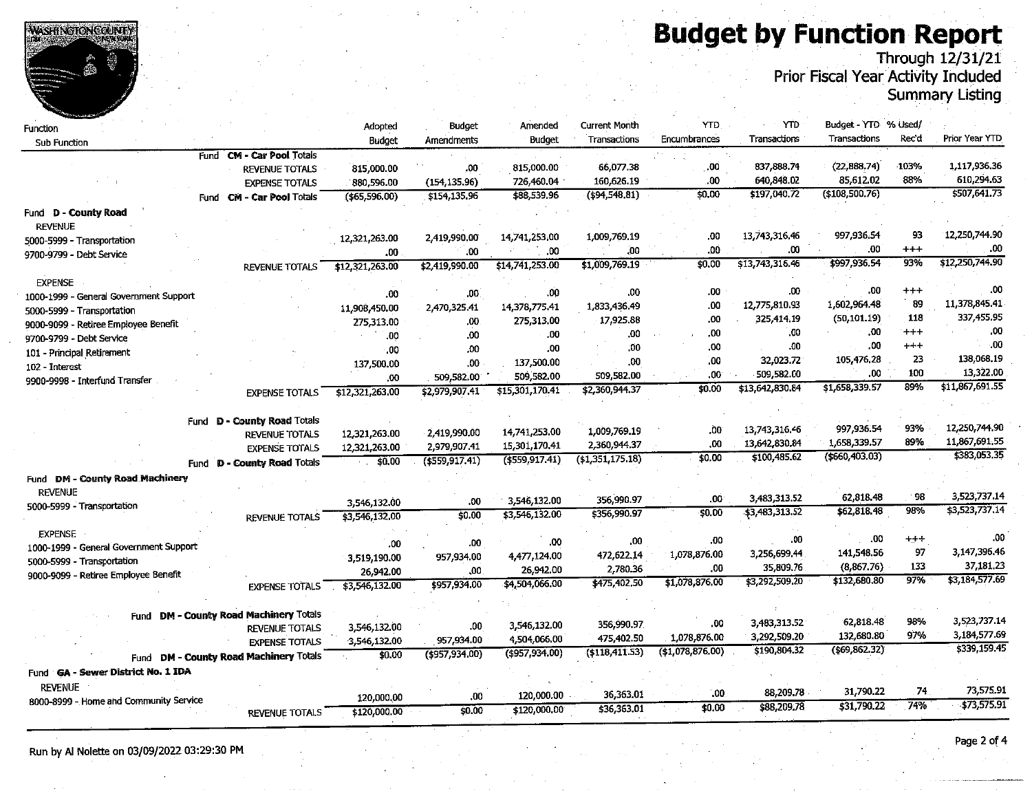# Budget by Function Report

Through 12/31/21
Prior Fiscal Year Activity Included
Summary Listing

| Function / Sub Function | | Adopted Budget | Budget Amendments | Amended Budget | Current Month Transactions | YTD Encumbrances | YTD Transactions | Budget - YTD Transactions | % Used/ Rec'd | Prior Year YTD |
|---|---|---|---|---|---|---|---|---|---|---|
| Fund **CM - Car Pool** Totals | | | | | | | | | | |
| | REVENUE TOTALS | 815,000.00 | .00 | 815,000.00 | 66,077.38 | .00 | 837,888.74 | (22,888.74) | 103% | 1,117,936.36 |
| | EXPENSE TOTALS | 880,596.00 | (154,135.96) | 726,460.04 | 160,626.19 | .00 | 640,848.02 | 85,612.02 | 88% | 610,294.63 |
| Fund **CM - Car Pool** Totals | | ($65,596.00) | $154,135.96 | $88,539.96 | ($94,548.81) | $0.00 | $197,040.72 | ($108,500.76) | | $507,641.73 |
| Fund **D - County Road** | | | | | | | | | | |
| REVENUE | | | | | | | | | | |
| 5000-5999 - Transportation | | 12,321,263.00 | 2,419,990.00 | 14,741,253.00 | 1,009,769.19 | .00 | 13,743,316.46 | 997,936.54 | 93 | 12,250,744.90 |
| 9700-9799 - Debt Service | | .00 | .00 | .00 | .00 | .00 | .00 | .00 | +++ | .00 |
| | REVENUE TOTALS | $12,321,263.00 | $2,419,990.00 | $14,741,253.00 | $1,009,769.19 | $0.00 | $13,743,316.46 | $997,936.54 | 93% | $12,250,744.90 |
| EXPENSE | | | | | | | | | | |
| 1000-1999 - General Government Support | | .00 | .00 | .00 | .00 | .00 | .00 | .00 | +++ | .00 |
| 5000-5999 - Transportation | | 11,908,450.00 | 2,470,325.41 | 14,378,775.41 | 1,833,436.49 | .00 | 12,775,810.93 | 1,602,964.48 | 89 | 11,378,845.41 |
| 9000-9099 - Retiree Employee Benefit | | 275,313.00 | .00 | 275,313.00 | 17,925.88 | .00 | 325,414.19 | (50,101.19) | 118 | 337,455.95 |
| 9700-9799 - Debt Service | | .00 | .00 | .00 | .00 | .00 | .00 | .00 | +++ | .00 |
| 101 - Principal Retirement | | .00 | .00 | .00 | .00 | .00 | .00 | .00 | +++ | .00 |
| 102 - Interest | | 137,500.00 | .00 | 137,500.00 | .00 | .00 | 32,023.72 | 105,476.28 | 23 | 138,068.19 |
| 9900-9998 - Interfund Transfer | | .00 | 509,582.00 | 509,582.00 | 509,582.00 | .00 | 509,582.00 | .00 | 100 | 13,322.00 |
| | EXPENSE TOTALS | $12,321,263.00 | $2,979,907.41 | $15,301,170.41 | $2,360,944.37 | $0.00 | $13,642,830.84 | $1,658,339.57 | 89% | $11,867,691.55 |
| Fund **D - County Road** Totals | | | | | | | | | | |
| | REVENUE TOTALS | 12,321,263.00 | 2,419,990.00 | 14,741,253.00 | 1,009,769.19 | .00 | 13,743,316.46 | 997,936.54 | 93% | 12,250,744.90 |
| | EXPENSE TOTALS | 12,321,263.00 | 2,979,907.41 | 15,301,170.41 | 2,360,944.37 | .00 | 13,642,830.84 | 1,658,339.57 | 89% | 11,867,691.55 |
| Fund **D - County Road** Totals | | $0.00 | ($559,917.41) | ($559,917.41) | ($1,351,175.18) | $0.00 | $100,485.62 | ($660,403.03) | | $383,053.35 |
| Fund **DM - County Road Machinery** | | | | | | | | | | |
| REVENUE | | | | | | | | | | |
| 5000-5999 - Transportation | | 3,546,132.00 | .00 | 3,546,132.00 | 356,990.97 | .00 | 3,483,313.52 | 62,818.48 | 98 | 3,523,737.14 |
| | REVENUE TOTALS | $3,546,132.00 | $0.00 | $3,546,132.00 | $356,990.97 | $0.00 | $3,483,313.52 | $62,818.48 | 98% | $3,523,737.14 |
| EXPENSE | | | | | | | | | | |
| 1000-1999 - General Government Support | | .00 | .00 | .00 | .00 | .00 | .00 | .00 | +++ | .00 |
| 5000-5999 - Transportation | | 3,519,190.00 | 957,934.00 | 4,477,124.00 | 472,622.14 | 1,078,876.00 | 3,256,699.44 | 141,548.56 | 97 | 3,147,396.46 |
| 9000-9099 - Retiree Employee Benefit | | 26,942.00 | .00 | 26,942.00 | 2,780.36 | .00 | 35,809.76 | (8,867.76) | 133 | 37,181.23 |
| | EXPENSE TOTALS | $3,546,132.00 | $957,934.00 | $4,504,066.00 | $475,402.50 | $1,078,876.00 | $3,292,509.20 | $132,680.80 | 97% | $3,184,577.69 |
| Fund **DM - County Road Machinery** Totals | | | | | | | | | | |
| | REVENUE TOTALS | 3,546,132.00 | .00 | 3,546,132.00 | 356,990.97 | .00 | 3,483,313.52 | 62,818.48 | 98% | 3,523,737.14 |
| | EXPENSE TOTALS | 3,546,132.00 | 957,934.00 | 4,504,066.00 | 475,402.50 | 1,078,876.00 | 3,292,509.20 | 132,680.80 | 97% | 3,184,577.69 |
| Fund **DM - County Road Machinery** Totals | | $0.00 | ($957,934.00) | ($957,934.00) | ($118,411.53) | ($1,078,876.00) | $190,804.32 | ($69,862.32) | | $339,159.45 |
| Fund **GA - Sewer District No. 1 IDA** | | | | | | | | | | |
| REVENUE | | | | | | | | | | |
| 8000-8999 - Home and Community Service | | 120,000.00 | .00 | 120,000.00 | 36,363.01 | .00 | 88,209.78 | 31,790.22 | 74 | 73,575.91 |
| | REVENUE TOTALS | $120,000.00 | $0.00 | $120,000.00 | $36,363.01 | $0.00 | $88,209.78 | $31,790.22 | 74% | $73,575.91 |

Run by Al Nolette on 03/09/2022 03:29:30 PM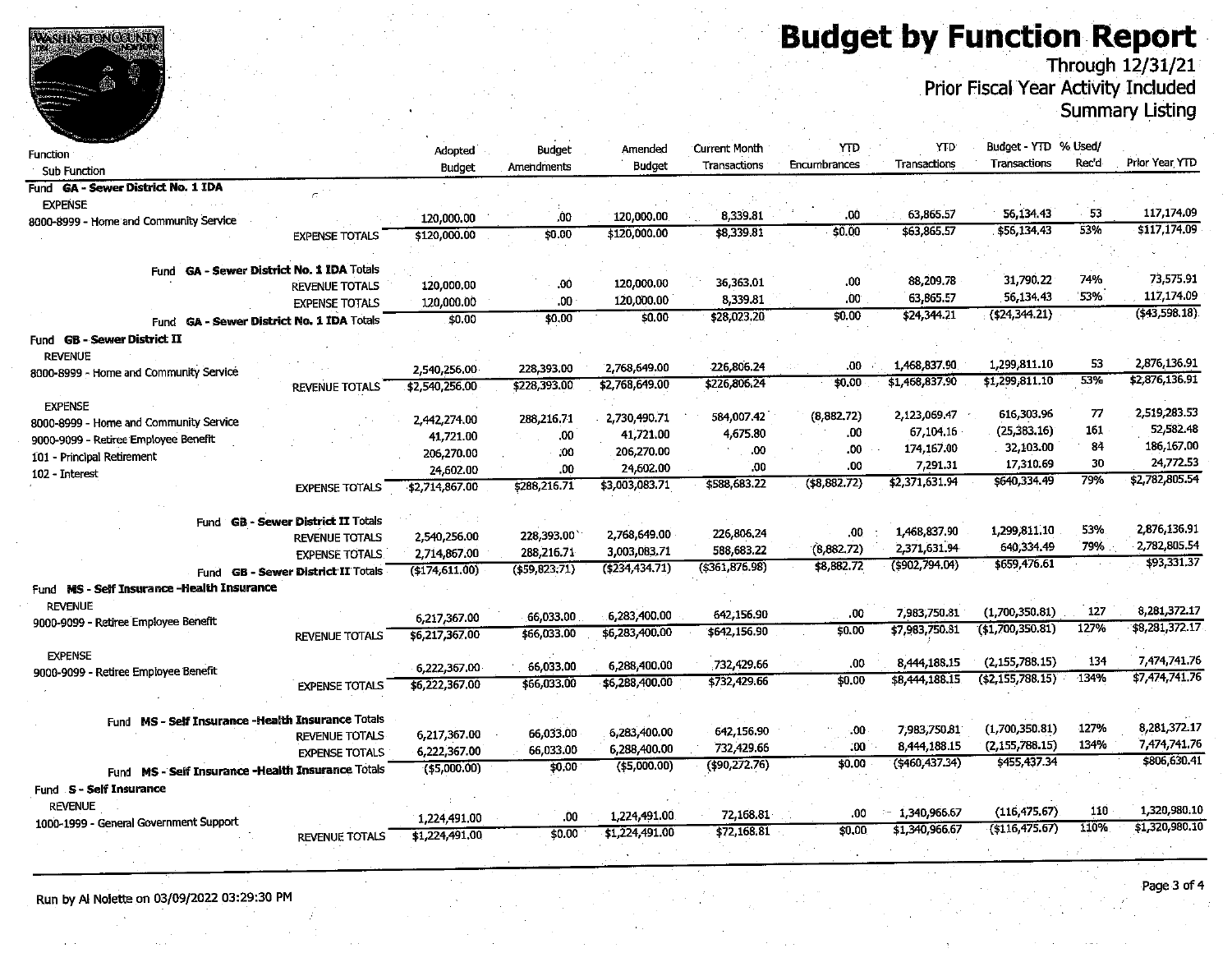# Budget by Function Report

Through 12/31/21
Prior Fiscal Year Activity Included
Summary Listing

| Function / Sub Function | Adopted Budget | Budget Amendments | Amended Budget | Current Month Transactions | YTD Encumbrances | YTD Transactions | Budget - YTD Transactions | % Used/ Rec'd | Prior Year YTD |
|---|---|---|---|---|---|---|---|---|---|
| **Fund GA - Sewer District No. 1 IDA** | | | | | | | | | |
| EXPENSE | | | | | | | | | |
| 8000-8999 - Home and Community Service | 120,000.00 | .00 | 120,000.00 | 8,339.81 | .00 | 63,865.57 | 56,134.43 | 53 | 117,174.09 |
| EXPENSE TOTALS | $120,000.00 | $0.00 | $120,000.00 | $8,339.81 | $0.00 | $63,865.57 | $56,134.43 | 53% | $117,174.09 |
| **Fund GA - Sewer District No. 1 IDA Totals** | | | | | | | | | |
| REVENUE TOTALS | 120,000.00 | .00 | 120,000.00 | 36,363.01 | .00 | 88,209.78 | 31,790.22 | 74% | 73,575.91 |
| EXPENSE TOTALS | 120,000.00 | .00 | 120,000.00 | 8,339.81 | .00 | 63,865.57 | 56,134.43 | 53% | 117,174.09 |
| **Fund GA - Sewer District No. 1 IDA Totals** | $0.00 | $0.00 | $0.00 | $28,023.20 | $0.00 | $24,344.21 | ($24,344.21) | | ($43,598.18) |
| **Fund GB - Sewer District II** | | | | | | | | | |
| REVENUE | | | | | | | | | |
| 8000-8999 - Home and Community Service | 2,540,256.00 | 228,393.00 | 2,768,649.00 | 226,806.24 | .00 | 1,468,837.90 | 1,299,811.10 | 53 | 2,876,136.91 |
| REVENUE TOTALS | $2,540,256.00 | $228,393.00 | $2,768,649.00 | $226,806.24 | $0.00 | $1,468,837.90 | $1,299,811.10 | 53% | $2,876,136.91 |
| EXPENSE | | | | | | | | | |
| 8000-8999 - Home and Community Service | 2,442,274.00 | 288,216.71 | 2,730,490.71 | 584,007.42 | (8,882.72) | 2,123,069.47 | 616,303.96 | 77 | 2,519,283.53 |
| 9000-9099 - Retiree Employee Benefit | 41,721.00 | .00 | 41,721.00 | 4,675.80 | .00 | 67,104.16 | (25,383.16) | 161 | 52,582.48 |
| 101 - Principal Retirement | 206,270.00 | .00 | 206,270.00 | .00 | .00 | 174,167.00 | 32,103.00 | 84 | 186,167.00 |
| 102 - Interest | 24,602.00 | .00 | 24,602.00 | .00 | .00 | 7,291.31 | 17,310.69 | 30 | 24,772.53 |
| EXPENSE TOTALS | $2,714,867.00 | $288,216.71 | $3,003,083.71 | $588,683.22 | ($8,882.72) | $2,371,631.94 | $640,334.49 | 79% | $2,782,805.54 |
| **Fund GB - Sewer District II Totals** | | | | | | | | | |
| REVENUE TOTALS | 2,540,256.00 | 228,393.00 | 2,768,649.00 | 226,806.24 | .00 | 1,468,837.90 | 1,299,811.10 | 53% | 2,876,136.91 |
| EXPENSE TOTALS | 2,714,867.00 | 288,216.71 | 3,003,083.71 | 588,683.22 | (8,882.72) | 2,371,631.94 | 640,334.49 | 79% | 2,782,805.54 |
| **Fund GB - Sewer District II Totals** | ($174,611.00) | ($59,823.71) | ($234,434.71) | ($361,876.98) | $8,882.72 | ($902,794.04) | $659,476.61 | | $93,331.37 |
| **Fund MS - Self Insurance -Health Insurance** | | | | | | | | | |
| REVENUE | | | | | | | | | |
| 9000-9099 - Retiree Employee Benefit | 6,217,367.00 | 66,033.00 | 6,283,400.00 | 642,156.90 | .00 | 7,983,750.81 | (1,700,350.81) | 127 | 8,281,372.17 |
| REVENUE TOTALS | $6,217,367.00 | $66,033.00 | $6,283,400.00 | $642,156.90 | $0.00 | $7,983,750.81 | ($1,700,350.81) | 127% | $8,281,372.17 |
| EXPENSE | | | | | | | | | |
| 9000-9099 - Retiree Employee Benefit | 6,222,367.00 | 66,033.00 | 6,288,400.00 | 732,429.66 | .00 | 8,444,188.15 | (2,155,788.15) | 134 | 7,474,741.76 |
| EXPENSE TOTALS | $6,222,367.00 | $66,033.00 | $6,288,400.00 | $732,429.66 | $0.00 | $8,444,188.15 | ($2,155,788.15) | 134% | $7,474,741.76 |
| **Fund MS - Self Insurance -Health Insurance Totals** | | | | | | | | | |
| REVENUE TOTALS | 6,217,367.00 | 66,033.00 | 6,283,400.00 | 642,156.90 | .00 | 7,983,750.81 | (1,700,350.81) | 127% | 8,281,372.17 |
| EXPENSE TOTALS | 6,222,367.00 | 66,033.00 | 6,288,400.00 | 732,429.66 | .00 | 8,444,188.15 | (2,155,788.15) | 134% | 7,474,741.76 |
| **Fund MS - Self Insurance -Health Insurance Totals** | ($5,000.00) | $0.00 | ($5,000.00) | ($90,272.76) | $0.00 | ($460,437.34) | $455,437.34 | | $806,630.41 |
| **Fund S - Self Insurance** | | | | | | | | | |
| REVENUE | | | | | | | | | |
| 1000-1999 - General Government Support | 1,224,491.00 | .00 | 1,224,491.00 | 72,168.81 | .00 | 1,340,966.67 | (116,475.67) | 110 | 1,320,980.10 |
| REVENUE TOTALS | $1,224,491.00 | $0.00 | $1,224,491.00 | $72,168.81 | $0.00 | $1,340,966.67 | ($116,475.67) | 110% | $1,320,980.10 |

Run by Al Nolette on 03/09/2022 03:29:30 PM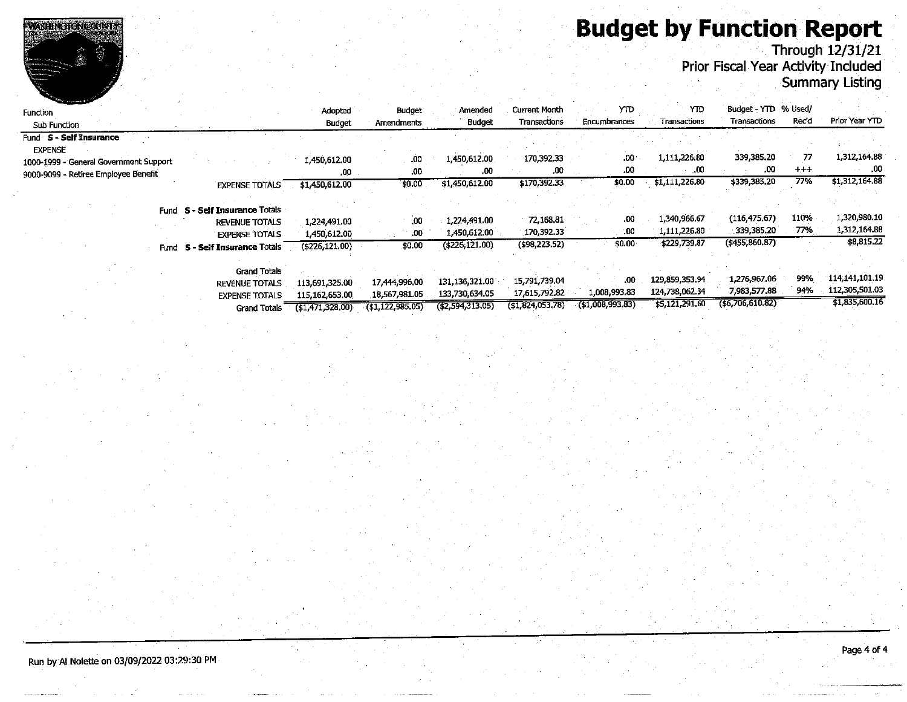# Budget by Function Report

Through 12/31/21
Prior Fiscal Year Activity Included
Summary Listing

| Function<br>Sub Function | Adopted Budget | Budget Amendments | Amended Budget | Current Month Transactions | YTD Encumbrances | YTD Transactions | Budget - YTD Transactions | % Used/ Rec'd | Prior Year YTD |
|---|---|---|---|---|---|---|---|---|---|
| **Fund S - Self Insurance** | | | | | | | | | |
| EXPENSE | | | | | | | | | |
| 1000-1999 - General Government Support | 1,450,612.00 | .00 | 1,450,612.00 | 170,392.33 | .00 | 1,111,226.80 | 339,385.20 | 77 | 1,312,164.88 |
| 9000-9099 - Retiree Employee Benefit | .00 | .00 | .00 | .00 | .00 | .00 | .00 | +++ | .00 |
| EXPENSE TOTALS | $1,450,612.00 | $0.00 | $1,450,612.00 | $170,392.33 | $0.00 | $1,111,226.80 | $339,385.20 | 77% | $1,312,164.88 |
| **Fund S - Self Insurance Totals** | | | | | | | | | |
| REVENUE TOTALS | 1,224,491.00 | .00 | 1,224,491.00 | 72,168.81 | .00 | 1,340,966.67 | (116,475.67) | 110% | 1,320,980.10 |
| EXPENSE TOTALS | 1,450,612.00 | .00 | 1,450,612.00 | 170,392.33 | .00 | 1,111,226.80 | 339,385.20 | 77% | 1,312,164.88 |
| Fund **S - Self Insurance** Totals | ($226,121.00) | $0.00 | ($226,121.00) | ($98,223.52) | $0.00 | $229,739.87 | ($455,860.87) | | $8,815.22 |
| **Grand Totals** | | | | | | | | | |
| REVENUE TOTALS | 113,691,325.00 | 17,444,996.00 | 131,136,321.00 | 15,791,739.04 | .00 | 129,859,353.94 | 1,276,967.06 | 99% | 114,141,101.19 |
| EXPENSE TOTALS | 115,162,653.00 | 18,567,981.05 | 133,730,634.05 | 17,615,792.82 | 1,008,993.83 | 124,738,062.34 | 7,983,577.88 | 94% | 112,305,501.03 |
| Grand Totals | ($1,471,328.00) | ($1,122,985.05) | ($2,594,313.05) | ($1,824,053.78) | ($1,008,993.83) | $5,121,291.60 | ($6,706,610.82) | | $1,835,600.16 |

Run by Al Nolette on 03/09/2022 03:29:30 PM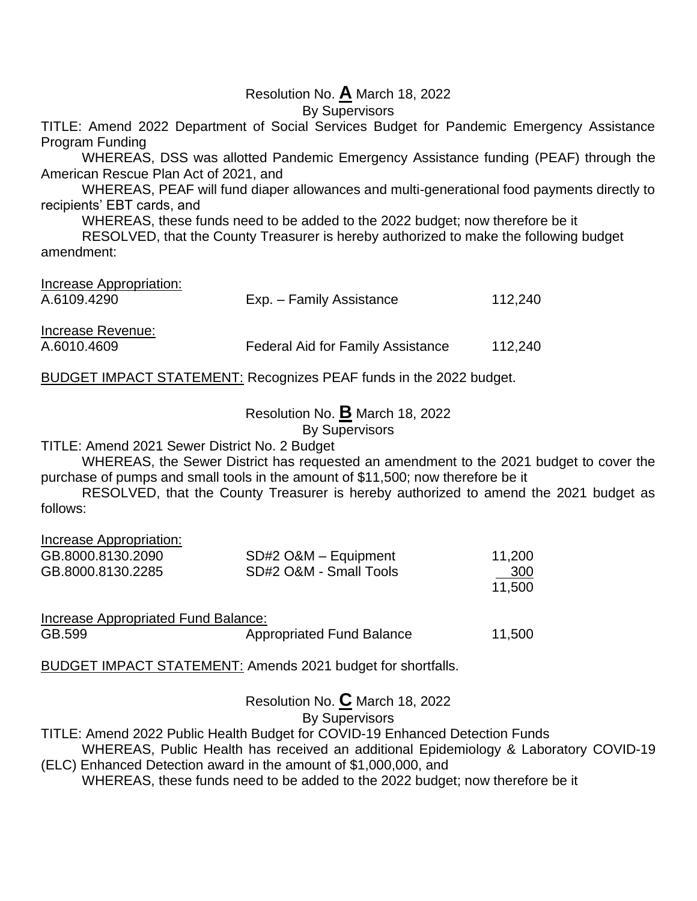Resolution No. **A** March 18, 2022
By Supervisors

TITLE: Amend 2022 Department of Social Services Budget for Pandemic Emergency Assistance Program Funding

WHEREAS, DSS was allotted Pandemic Emergency Assistance funding (PEAF) through the American Rescue Plan Act of 2021, and

WHEREAS, PEAF will fund diaper allowances and multi-generational food payments directly to recipients' EBT cards, and

WHEREAS, these funds need to be added to the 2022 budget; now therefore be it

RESOLVED, that the County Treasurer is hereby authorized to make the following budget amendment:

| Increase Appropriation: | | |
|---|---|---|
| A.6109.4290 | Exp. – Family Assistance | 112,240 |
| Increase Revenue: | | |
| A.6010.4609 | Federal Aid for Family Assistance | 112,240 |

BUDGET IMPACT STATEMENT: Recognizes PEAF funds in the 2022 budget.

Resolution No. **B** March 18, 2022
By Supervisors

TITLE: Amend 2021 Sewer District No. 2 Budget

WHEREAS, the Sewer District has requested an amendment to the 2021 budget to cover the purchase of pumps and small tools in the amount of $11,500; now therefore be it

RESOLVED, that the County Treasurer is hereby authorized to amend the 2021 budget as follows:

| Increase Appropriation: | | |
|---|---|---|
| GB.8000.8130.2090 | SD#2 O&M – Equipment | 11,200 |
| GB.8000.8130.2285 | SD#2 O&M - Small Tools | 300 |
| | | 11,500 |
| Increase Appropriated Fund Balance: | | |
| GB.599 | Appropriated Fund Balance | 11,500 |

BUDGET IMPACT STATEMENT: Amends 2021 budget for shortfalls.

Resolution No. **C** March 18, 2022
By Supervisors

TITLE: Amend 2022 Public Health Budget for COVID-19 Enhanced Detection Funds

WHEREAS, Public Health has received an additional Epidemiology & Laboratory COVID-19 (ELC) Enhanced Detection award in the amount of $1,000,000, and

WHEREAS, these funds need to be added to the 2022 budget; now therefore be it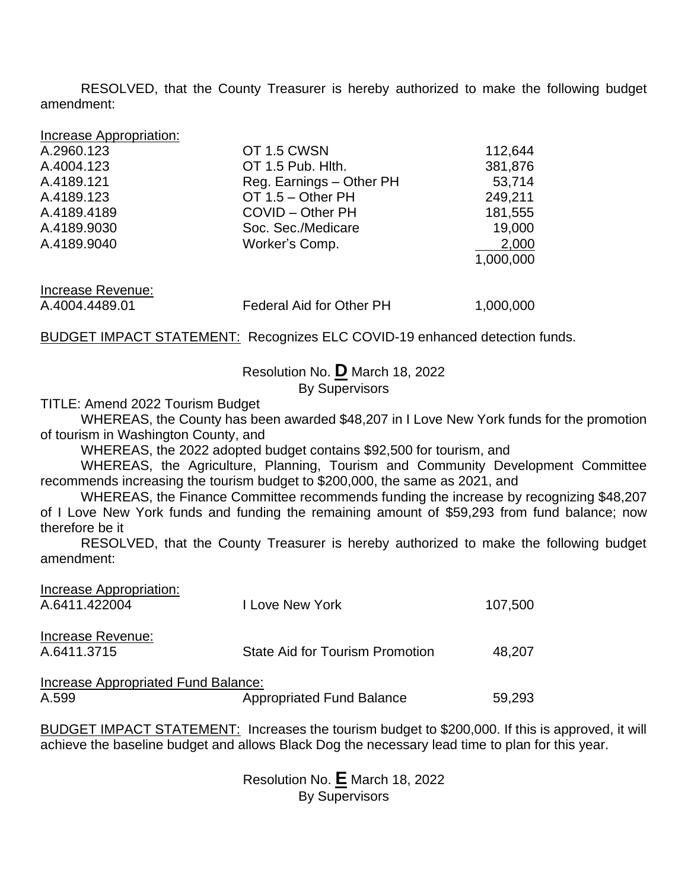RESOLVED, that the County Treasurer is hereby authorized to make the following budget amendment:

Increase Appropriation:

| | | |
|---|---|---|
| A.2960.123 | OT 1.5 CWSN | 112,644 |
| A.4004.123 | OT 1.5 Pub. Hlth. | 381,876 |
| A.4189.121 | Reg. Earnings – Other PH | 53,714 |
| A.4189.123 | OT 1.5 – Other PH | 249,211 |
| A.4189.4189 | COVID – Other PH | 181,555 |
| A.4189.9030 | Soc. Sec./Medicare | 19,000 |
| A.4189.9040 | Worker's Comp. | 2,000 |
| | | 1,000,000 |

Increase Revenue:

| | | |
|---|---|---|
| A.4004.4489.01 | Federal Aid for Other PH | 1,000,000 |

BUDGET IMPACT STATEMENT: Recognizes ELC COVID-19 enhanced detection funds.

Resolution No. **D** March 18, 2022
By Supervisors

TITLE: Amend 2022 Tourism Budget

WHEREAS, the County has been awarded $48,207 in I Love New York funds for the promotion of tourism in Washington County, and

WHEREAS, the 2022 adopted budget contains $92,500 for tourism, and

WHEREAS, the Agriculture, Planning, Tourism and Community Development Committee recommends increasing the tourism budget to $200,000, the same as 2021, and

WHEREAS, the Finance Committee recommends funding the increase by recognizing $48,207 of I Love New York funds and funding the remaining amount of $59,293 from fund balance; now therefore be it

RESOLVED, that the County Treasurer is hereby authorized to make the following budget amendment:

Increase Appropriation:

| | | |
|---|---|---|
| A.6411.422004 | I Love New York | 107,500 |

Increase Revenue:

| | | |
|---|---|---|
| A.6411.3715 | State Aid for Tourism Promotion | 48,207 |

Increase Appropriated Fund Balance:

| | | |
|---|---|---|
| A.599 | Appropriated Fund Balance | 59,293 |

BUDGET IMPACT STATEMENT: Increases the tourism budget to $200,000. If this is approved, it will achieve the baseline budget and allows Black Dog the necessary lead time to plan for this year.

Resolution No. **E** March 18, 2022
By Supervisors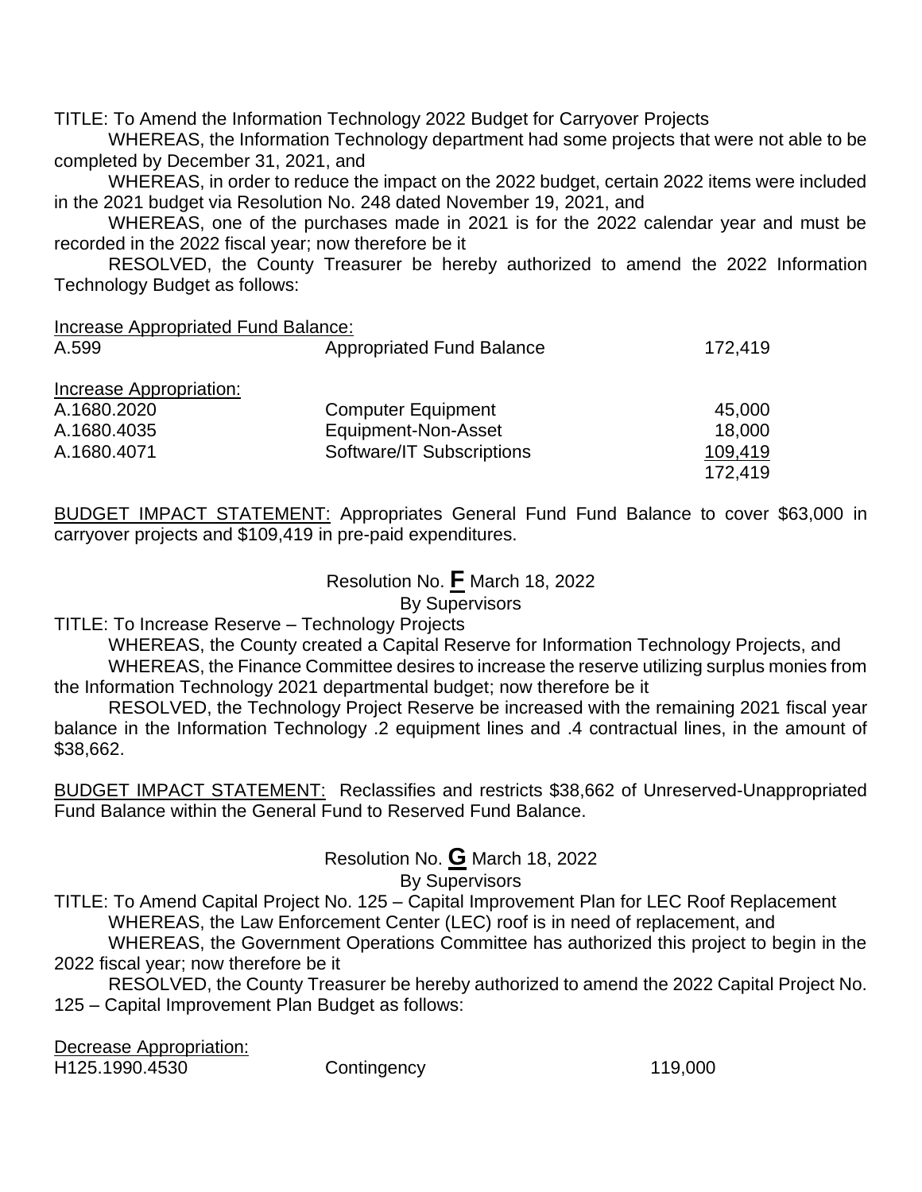TITLE: To Amend the Information Technology 2022 Budget for Carryover Projects

WHEREAS, the Information Technology department had some projects that were not able to be completed by December 31, 2021, and

WHEREAS, in order to reduce the impact on the 2022 budget, certain 2022 items were included in the 2021 budget via Resolution No. 248 dated November 19, 2021, and

WHEREAS, one of the purchases made in 2021 is for the 2022 calendar year and must be recorded in the 2022 fiscal year; now therefore be it

RESOLVED, the County Treasurer be hereby authorized to amend the 2022 Information Technology Budget as follows:

<u>Increase Appropriated Fund Balance:</u>

| | | |
|---|---|---|
| A.599 | Appropriated Fund Balance | 172,419 |

<u>Increase Appropriation:</u>

| | | |
|---|---|---|
| A.1680.2020 | Computer Equipment | 45,000 |
| A.1680.4035 | Equipment-Non-Asset | 18,000 |
| A.1680.4071 | Software/IT Subscriptions | <u>109,419</u> |
| | | 172,419 |

<u>BUDGET IMPACT STATEMENT:</u> Appropriates General Fund Fund Balance to cover $63,000 in carryover projects and $109,419 in pre-paid expenditures.

Resolution No. **F** March 18, 2022

By Supervisors

TITLE: To Increase Reserve – Technology Projects

WHEREAS, the County created a Capital Reserve for Information Technology Projects, and

WHEREAS, the Finance Committee desires to increase the reserve utilizing surplus monies from the Information Technology 2021 departmental budget; now therefore be it

RESOLVED, the Technology Project Reserve be increased with the remaining 2021 fiscal year balance in the Information Technology .2 equipment lines and .4 contractual lines, in the amount of $38,662.

<u>BUDGET IMPACT STATEMENT:</u> Reclassifies and restricts $38,662 of Unreserved-Unappropriated Fund Balance within the General Fund to Reserved Fund Balance.

Resolution No. **G** March 18, 2022

By Supervisors

TITLE: To Amend Capital Project No. 125 – Capital Improvement Plan for LEC Roof Replacement

WHEREAS, the Law Enforcement Center (LEC) roof is in need of replacement, and

WHEREAS, the Government Operations Committee has authorized this project to begin in the 2022 fiscal year; now therefore be it

RESOLVED, the County Treasurer be hereby authorized to amend the 2022 Capital Project No. 125 – Capital Improvement Plan Budget as follows:

<u>Decrease Appropriation:</u>

| | | |
|---|---|---|
| H125.1990.4530 | Contingency | 119,000 |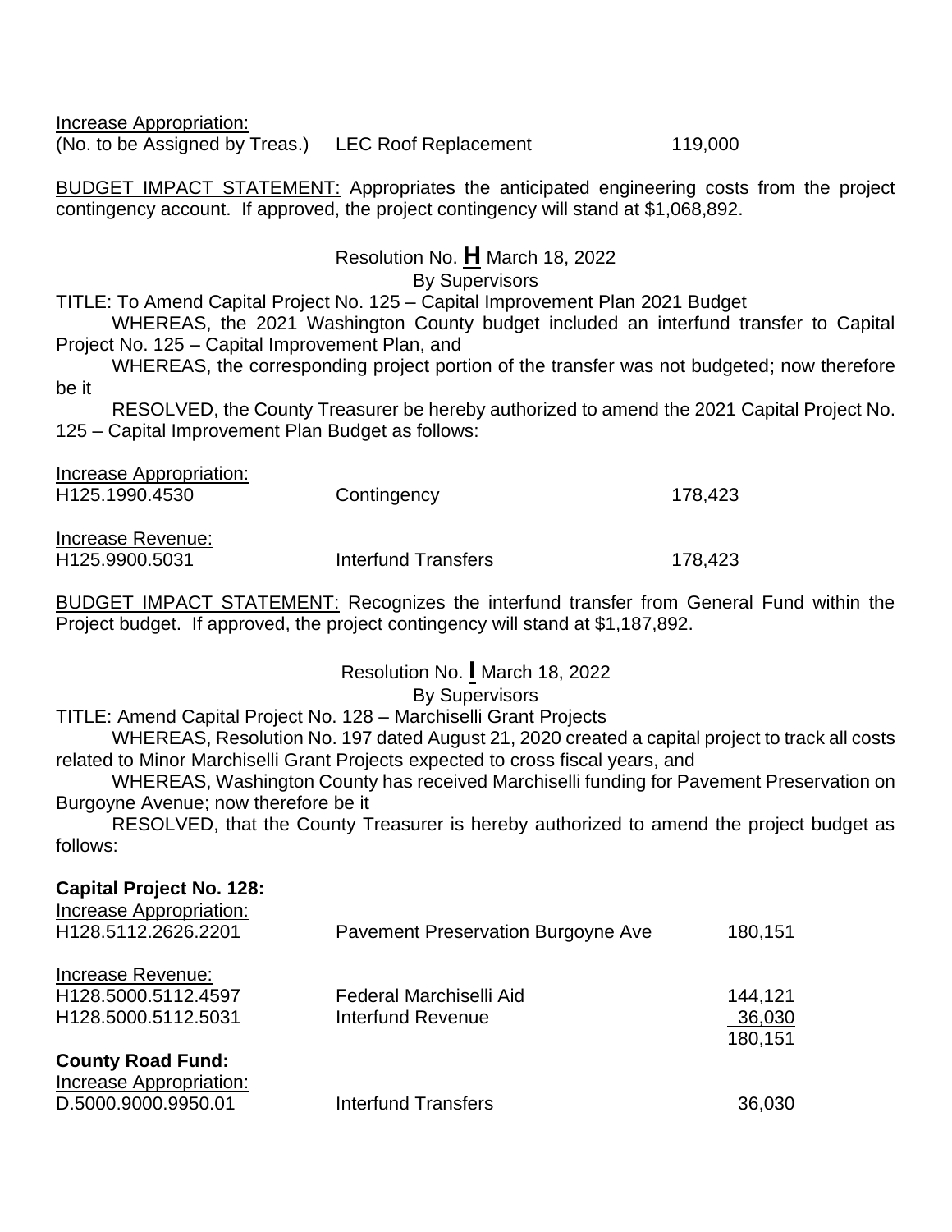Increase Appropriation:

| | | |
|---|---|---|
| (No. to be Assigned by Treas.) | LEC Roof Replacement | 119,000 |

BUDGET IMPACT STATEMENT: Appropriates the anticipated engineering costs from the project contingency account. If approved, the project contingency will stand at $1,068,892.

Resolution No. **H** March 18, 2022
By Supervisors

TITLE: To Amend Capital Project No. 125 – Capital Improvement Plan 2021 Budget

WHEREAS, the 2021 Washington County budget included an interfund transfer to Capital Project No. 125 – Capital Improvement Plan, and

WHEREAS, the corresponding project portion of the transfer was not budgeted; now therefore be it

RESOLVED, the County Treasurer be hereby authorized to amend the 2021 Capital Project No. 125 – Capital Improvement Plan Budget as follows:

Increase Appropriation:

| | | |
|---|---|---|
| H125.1990.4530 | Contingency | 178,423 |

Increase Revenue:

| | | |
|---|---|---|
| H125.9900.5031 | Interfund Transfers | 178,423 |

BUDGET IMPACT STATEMENT: Recognizes the interfund transfer from General Fund within the Project budget. If approved, the project contingency will stand at $1,187,892.

Resolution No. **I** March 18, 2022
By Supervisors

TITLE: Amend Capital Project No. 128 – Marchiselli Grant Projects

WHEREAS, Resolution No. 197 dated August 21, 2020 created a capital project to track all costs related to Minor Marchiselli Grant Projects expected to cross fiscal years, and

WHEREAS, Washington County has received Marchiselli funding for Pavement Preservation on Burgoyne Avenue; now therefore be it

RESOLVED, that the County Treasurer is hereby authorized to amend the project budget as follows:

**Capital Project No. 128:**

Increase Appropriation:

| | | |
|---|---|---|
| H128.5112.2626.2201 | Pavement Preservation Burgoyne Ave | 180,151 |

Increase Revenue:

| | | |
|---|---|---|
| H128.5000.5112.4597 | Federal Marchiselli Aid | 144,121 |
| H128.5000.5112.5031 | Interfund Revenue | 36,030 |
| | | 180,151 |

**County Road Fund:**

Increase Appropriation:

| | | |
|---|---|---|
| D.5000.9000.9950.01 | Interfund Transfers | 36,030 |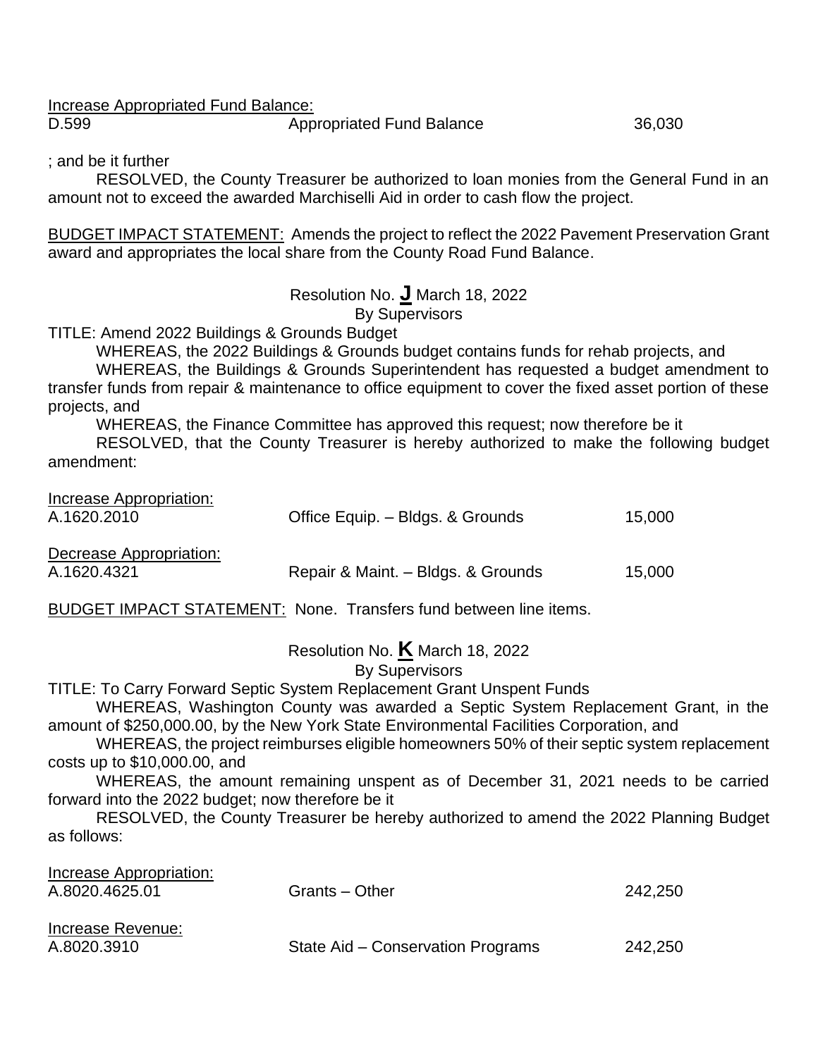Increase Appropriated Fund Balance:

| | | |
|---|---|---|
| D.599 | Appropriated Fund Balance | 36,030 |

; and be it further

RESOLVED, the County Treasurer be authorized to loan monies from the General Fund in an amount not to exceed the awarded Marchiselli Aid in order to cash flow the project.

BUDGET IMPACT STATEMENT: Amends the project to reflect the 2022 Pavement Preservation Grant award and appropriates the local share from the County Road Fund Balance.

Resolution No. **J** March 18, 2022
By Supervisors

TITLE: Amend 2022 Buildings & Grounds Budget

WHEREAS, the 2022 Buildings & Grounds budget contains funds for rehab projects, and

WHEREAS, the Buildings & Grounds Superintendent has requested a budget amendment to transfer funds from repair & maintenance to office equipment to cover the fixed asset portion of these projects, and

WHEREAS, the Finance Committee has approved this request; now therefore be it

RESOLVED, that the County Treasurer is hereby authorized to make the following budget amendment:

Increase Appropriation:

| | | |
|---|---|---|
| A.1620.2010 | Office Equip. – Bldgs. & Grounds | 15,000 |

Decrease Appropriation:

| | | |
|---|---|---|
| A.1620.4321 | Repair & Maint. – Bldgs. & Grounds | 15,000 |

BUDGET IMPACT STATEMENT: None. Transfers fund between line items.

Resolution No. **K** March 18, 2022
By Supervisors

TITLE: To Carry Forward Septic System Replacement Grant Unspent Funds

WHEREAS, Washington County was awarded a Septic System Replacement Grant, in the amount of $250,000.00, by the New York State Environmental Facilities Corporation, and

WHEREAS, the project reimburses eligible homeowners 50% of their septic system replacement costs up to $10,000.00, and

WHEREAS, the amount remaining unspent as of December 31, 2021 needs to be carried forward into the 2022 budget; now therefore be it

RESOLVED, the County Treasurer be hereby authorized to amend the 2022 Planning Budget as follows:

Increase Appropriation:

| | | |
|---|---|---|
| A.8020.4625.01 | Grants – Other | 242,250 |

Increase Revenue:

| | | |
|---|---|---|
| A.8020.3910 | State Aid – Conservation Programs | 242,250 |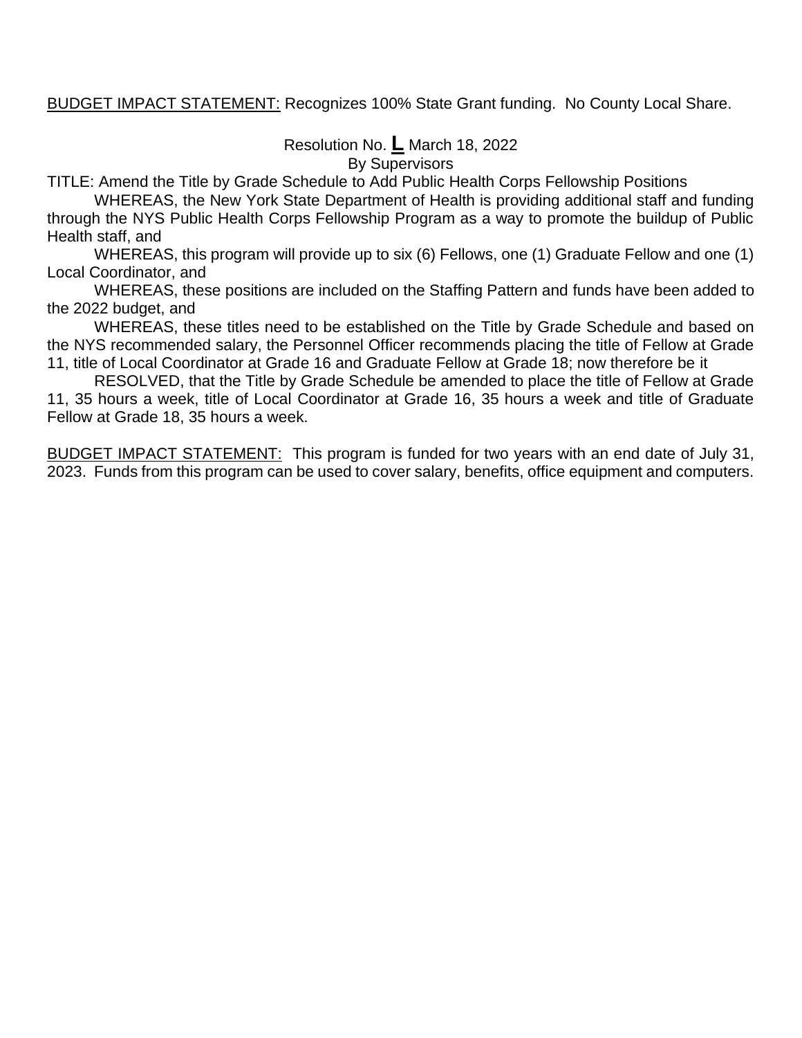<u>BUDGET IMPACT STATEMENT:</u> Recognizes 100% State Grant funding. No County Local Share.

Resolution No. **L** March 18, 2022
By Supervisors

TITLE: Amend the Title by Grade Schedule to Add Public Health Corps Fellowship Positions

WHEREAS, the New York State Department of Health is providing additional staff and funding through the NYS Public Health Corps Fellowship Program as a way to promote the buildup of Public Health staff, and

WHEREAS, this program will provide up to six (6) Fellows, one (1) Graduate Fellow and one (1) Local Coordinator, and

WHEREAS, these positions are included on the Staffing Pattern and funds have been added to the 2022 budget, and

WHEREAS, these titles need to be established on the Title by Grade Schedule and based on the NYS recommended salary, the Personnel Officer recommends placing the title of Fellow at Grade 11, title of Local Coordinator at Grade 16 and Graduate Fellow at Grade 18; now therefore be it

RESOLVED, that the Title by Grade Schedule be amended to place the title of Fellow at Grade 11, 35 hours a week, title of Local Coordinator at Grade 16, 35 hours a week and title of Graduate Fellow at Grade 18, 35 hours a week.

<u>BUDGET IMPACT STATEMENT:</u> This program is funded for two years with an end date of July 31, 2023. Funds from this program can be used to cover salary, benefits, office equipment and computers.